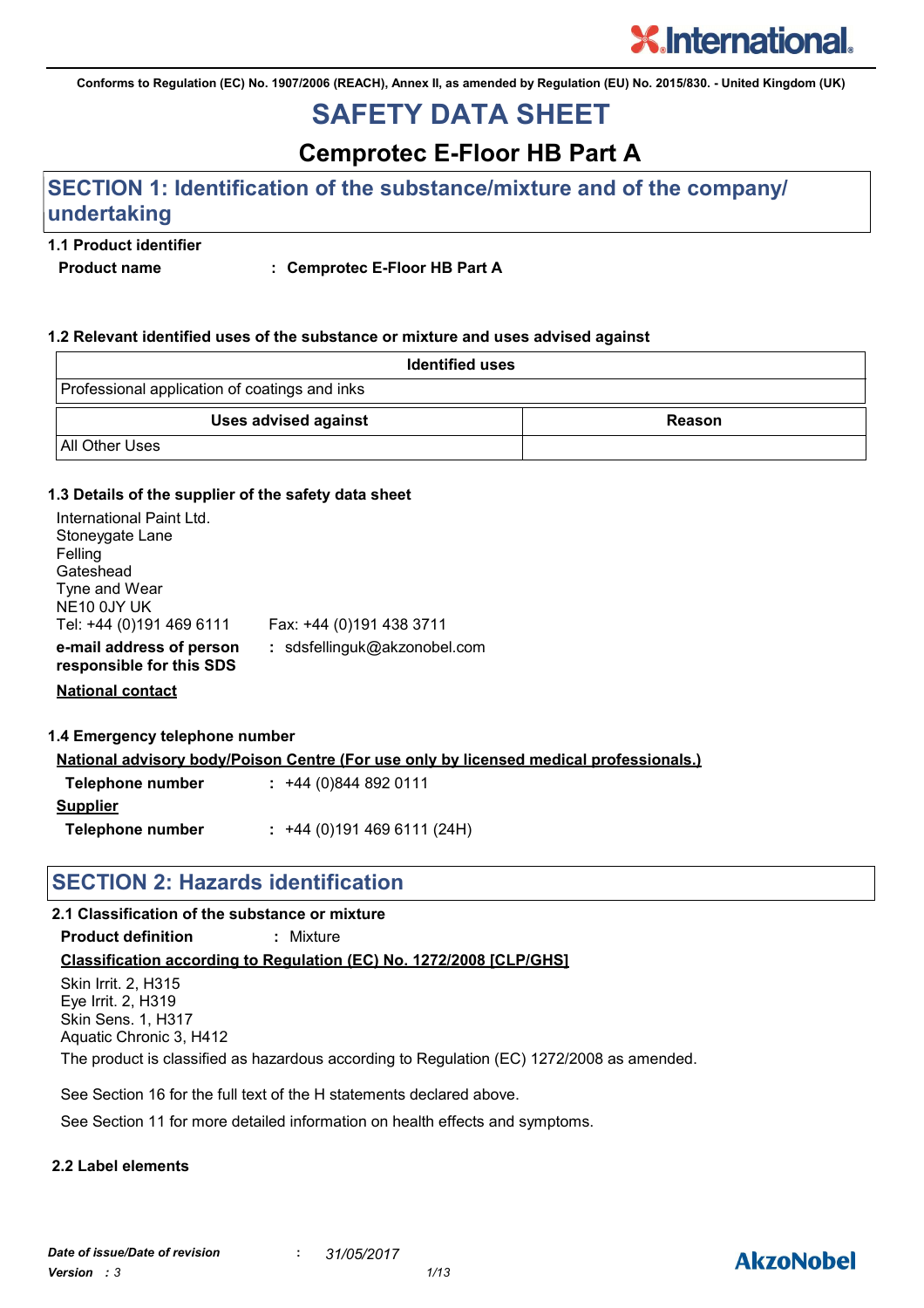Conforms to Regulation (EC) No. 1907/2006 (REACH), Annex II, as amended by Regulation (EU) No. 2015/830. - United Kingdom (UK)

# SAFETY DATA SHEET

## Cemprotec E-Floor HB Part A

## SECTION 1: Identification of the substance/mixture and of the company/ undertaking

### 1.1 Product identifier

**Product name** : **Cemprotec E-Floor HB Part A**

### 1.2 Relevant identified uses of the substance or mixture and uses advised against

| Identified uses | |
|---|---|
| Professional application of coatings and inks | |

| Uses advised against | Reason |
|---|---|
| All Other Uses | |

### 1.3 Details of the supplier of the safety data sheet

International Paint Ltd.
Stoneygate Lane
Felling
Gateshead
Tyne and Wear
NE10 0JY UK
Tel: +44 (0)191 469 6111 Fax: +44 (0)191 438 3711

**e-mail address of person responsible for this SDS** : sdsfellinguk@akzonobel.com

**National contact**

### 1.4 Emergency telephone number

**National advisory body/Poison Centre (For use only by licensed medical professionals.)**

**Telephone number** : +44 (0)844 892 0111

**Supplier**

**Telephone number** : +44 (0)191 469 6111 (24H)

## SECTION 2: Hazards identification

### 2.1 Classification of the substance or mixture

**Product definition** : Mixture

**Classification according to Regulation (EC) No. 1272/2008 [CLP/GHS]**

Skin Irrit. 2, H315
Eye Irrit. 2, H319
Skin Sens. 1, H317
Aquatic Chronic 3, H412

The product is classified as hazardous according to Regulation (EC) 1272/2008 as amended.

See Section 16 for the full text of the H statements declared above.

See Section 11 for more detailed information on health effects and symptoms.

### 2.2 Label elements

*Date of issue/Date of revision* : *31/05/2017*
*Version : 3*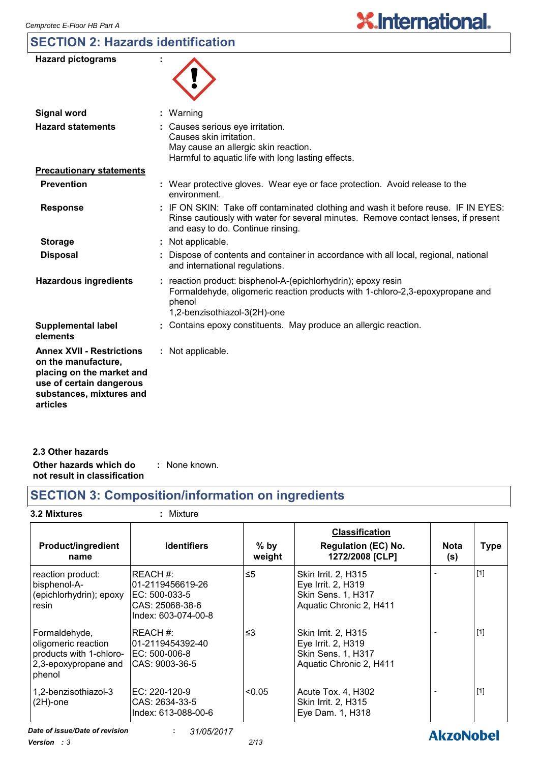## SECTION 2: Hazards identification

**Hazard pictograms** :

**Signal word** : Warning

**Hazard statements** : Causes serious eye irritation.
Causes skin irritation.
May cause an allergic skin reaction.
Harmful to aquatic life with long lasting effects.

**Precautionary statements**

**Prevention** : Wear protective gloves. Wear eye or face protection. Avoid release to the environment.

**Response** : IF ON SKIN: Take off contaminated clothing and wash it before reuse. IF IN EYES: Rinse cautiously with water for several minutes. Remove contact lenses, if present and easy to do. Continue rinsing.

**Storage** : Not applicable.

**Disposal** : Dispose of contents and container in accordance with all local, regional, national and international regulations.

**Hazardous ingredients** : reaction product: bisphenol-A-(epichlorhydrin); epoxy resin
Formaldehyde, oligomeric reaction products with 1-chloro-2,3-epoxypropane and phenol
1,2-benzisothiazol-3(2H)-one

**Supplemental label elements** : Contains epoxy constituents. May produce an allergic reaction.

**Annex XVII - Restrictions on the manufacture, placing on the market and use of certain dangerous substances, mixtures and articles** : Not applicable.

### 2.3 Other hazards

**Other hazards which do not result in classification** : None known.

## SECTION 3: Composition/information on ingredients

**3.2 Mixtures** : Mixture

| Product/ingredient name | Identifiers | % by weight | Classification Regulation (EC) No. 1272/2008 [CLP] | Nota (s) | Type |
|---|---|---|---|---|---|
| reaction product: bisphenol-A-(epichlorhydrin); epoxy resin | REACH #: 01-2119456619-26<br>EC: 500-033-5<br>CAS: 25068-38-6<br>Index: 603-074-00-8 | ≤5 | Skin Irrit. 2, H315<br>Eye Irrit. 2, H319<br>Skin Sens. 1, H317<br>Aquatic Chronic 2, H411 | - | [1] |
| Formaldehyde, oligomeric reaction products with 1-chloro-2,3-epoxypropane and phenol | REACH #: 01-2119454392-40<br>EC: 500-006-8<br>CAS: 9003-36-5 | ≤3 | Skin Irrit. 2, H315<br>Eye Irrit. 2, H319<br>Skin Sens. 1, H317<br>Aquatic Chronic 2, H411 | - | [1] |
| 1,2-benzisothiazol-3(2H)-one | EC: 220-120-9<br>CAS: 2634-33-5<br>Index: 613-088-00-6 | <0.05 | Acute Tox. 4, H302<br>Skin Irrit. 2, H315<br>Eye Dam. 1, H318 | - | [1] |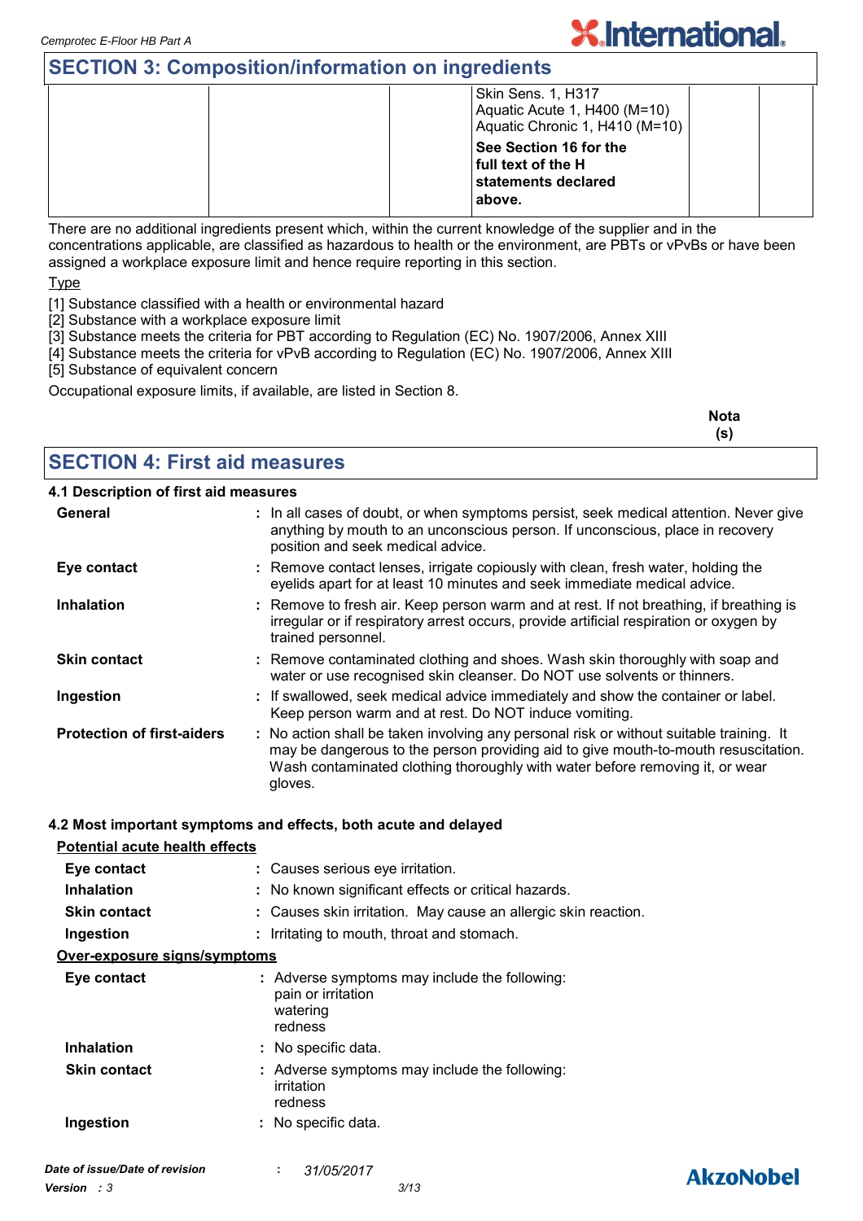## SECTION 3: Composition/information on ingredients

| | | | | | |
|---|---|---|---|---|---|
| | | | Skin Sens. 1, H317<br>Aquatic Acute 1, H400 (M=10)<br>Aquatic Chronic 1, H410 (M=10)<br>**See Section 16 for the full text of the H statements declared above.** | | |

There are no additional ingredients present which, within the current knowledge of the supplier and in the concentrations applicable, are classified as hazardous to health or the environment, are PBTs or vPvBs or have been assigned a workplace exposure limit and hence require reporting in this section.

Type

[1] Substance classified with a health or environmental hazard
[2] Substance with a workplace exposure limit
[3] Substance meets the criteria for PBT according to Regulation (EC) No. 1907/2006, Annex XIII
[4] Substance meets the criteria for vPvB according to Regulation (EC) No. 1907/2006, Annex XIII
[5] Substance of equivalent concern

Occupational exposure limits, if available, are listed in Section 8.

**Nota (s)**

## SECTION 4: First aid measures

### 4.1 Description of first aid measures

**General** : In all cases of doubt, or when symptoms persist, seek medical attention. Never give anything by mouth to an unconscious person. If unconscious, place in recovery position and seek medical advice.

**Eye contact** : Remove contact lenses, irrigate copiously with clean, fresh water, holding the eyelids apart for at least 10 minutes and seek immediate medical advice.

**Inhalation** : Remove to fresh air. Keep person warm and at rest. If not breathing, if breathing is irregular or if respiratory arrest occurs, provide artificial respiration or oxygen by trained personnel.

**Skin contact** : Remove contaminated clothing and shoes. Wash skin thoroughly with soap and water or use recognised skin cleanser. Do NOT use solvents or thinners.

**Ingestion** : If swallowed, seek medical advice immediately and show the container or label. Keep person warm and at rest. Do NOT induce vomiting.

**Protection of first-aiders** : No action shall be taken involving any personal risk or without suitable training. It may be dangerous to the person providing aid to give mouth-to-mouth resuscitation. Wash contaminated clothing thoroughly with water before removing it, or wear gloves.

### 4.2 Most important symptoms and effects, both acute and delayed

**Potential acute health effects**

**Eye contact** : Causes serious eye irritation.

**Inhalation** : No known significant effects or critical hazards.

**Skin contact** : Causes skin irritation. May cause an allergic skin reaction.

**Ingestion** : Irritating to mouth, throat and stomach.

**Over-exposure signs/symptoms**

**Eye contact** : Adverse symptoms may include the following:
pain or irritation
watering
redness

**Inhalation** : No specific data.

**Skin contact** : Adverse symptoms may include the following:
irritation
redness

**Ingestion** : No specific data.

*Date of issue/Date of revision* : *31/05/2017*
*Version : 3*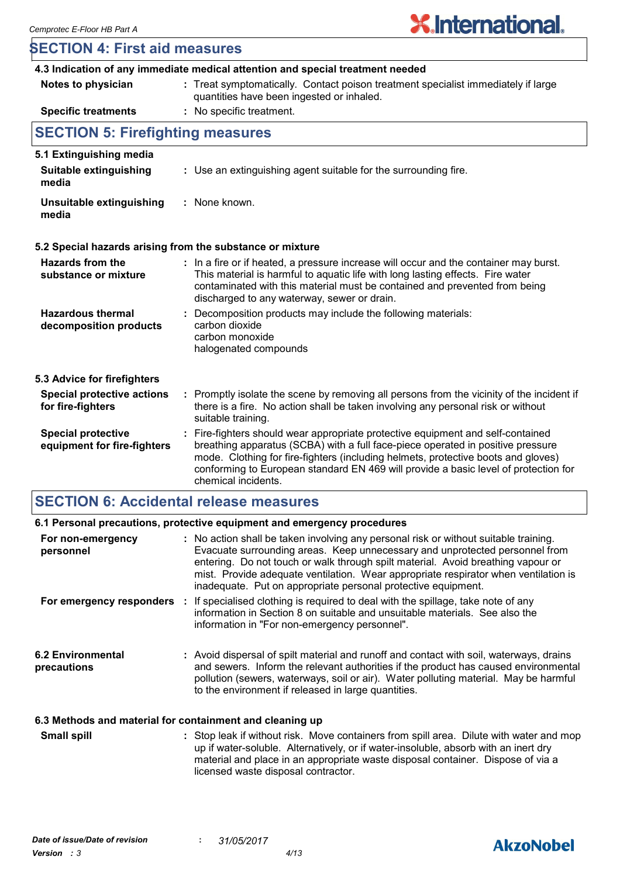## SECTION 4: First aid measures

### 4.3 Indication of any immediate medical attention and special treatment needed

| | |
|---|---|
| **Notes to physician** | Treat symptomatically. Contact poison treatment specialist immediately if large quantities have been ingested or inhaled. |
| **Specific treatments** | No specific treatment. |

## SECTION 5: Firefighting measures

### 5.1 Extinguishing media

| | |
|---|---|
| **Suitable extinguishing media** | Use an extinguishing agent suitable for the surrounding fire. |
| **Unsuitable extinguishing media** | None known. |

### 5.2 Special hazards arising from the substance or mixture

| | |
|---|---|
| **Hazards from the substance or mixture** | In a fire or if heated, a pressure increase will occur and the container may burst. This material is harmful to aquatic life with long lasting effects. Fire water contaminated with this material must be contained and prevented from being discharged to any waterway, sewer or drain. |
| **Hazardous thermal decomposition products** | Decomposition products may include the following materials:<br>carbon dioxide<br>carbon monoxide<br>halogenated compounds |

### 5.3 Advice for firefighters

| | |
|---|---|
| **Special protective actions for fire-fighters** | Promptly isolate the scene by removing all persons from the vicinity of the incident if there is a fire. No action shall be taken involving any personal risk or without suitable training. |
| **Special protective equipment for fire-fighters** | Fire-fighters should wear appropriate protective equipment and self-contained breathing apparatus (SCBA) with a full face-piece operated in positive pressure mode. Clothing for fire-fighters (including helmets, protective boots and gloves) conforming to European standard EN 469 will provide a basic level of protection for chemical incidents. |

## SECTION 6: Accidental release measures

### 6.1 Personal precautions, protective equipment and emergency procedures

| | |
|---|---|
| **For non-emergency personnel** | No action shall be taken involving any personal risk or without suitable training. Evacuate surrounding areas. Keep unnecessary and unprotected personnel from entering. Do not touch or walk through spilt material. Avoid breathing vapour or mist. Provide adequate ventilation. Wear appropriate respirator when ventilation is inadequate. Put on appropriate personal protective equipment. |
| **For emergency responders** | If specialised clothing is required to deal with the spillage, take note of any information in Section 8 on suitable and unsuitable materials. See also the information in "For non-emergency personnel". |

| | |
|---|---|
| **6.2 Environmental precautions** | Avoid dispersal of spilt material and runoff and contact with soil, waterways, drains and sewers. Inform the relevant authorities if the product has caused environmental pollution (sewers, waterways, soil or air). Water polluting material. May be harmful to the environment if released in large quantities. |

### 6.3 Methods and material for containment and cleaning up

| | |
|---|---|
| **Small spill** | Stop leak if without risk. Move containers from spill area. Dilute with water and mop up if water-soluble. Alternatively, or if water-insoluble, absorb with an inert dry material and place in an appropriate waste disposal container. Dispose of via a licensed waste disposal contractor. |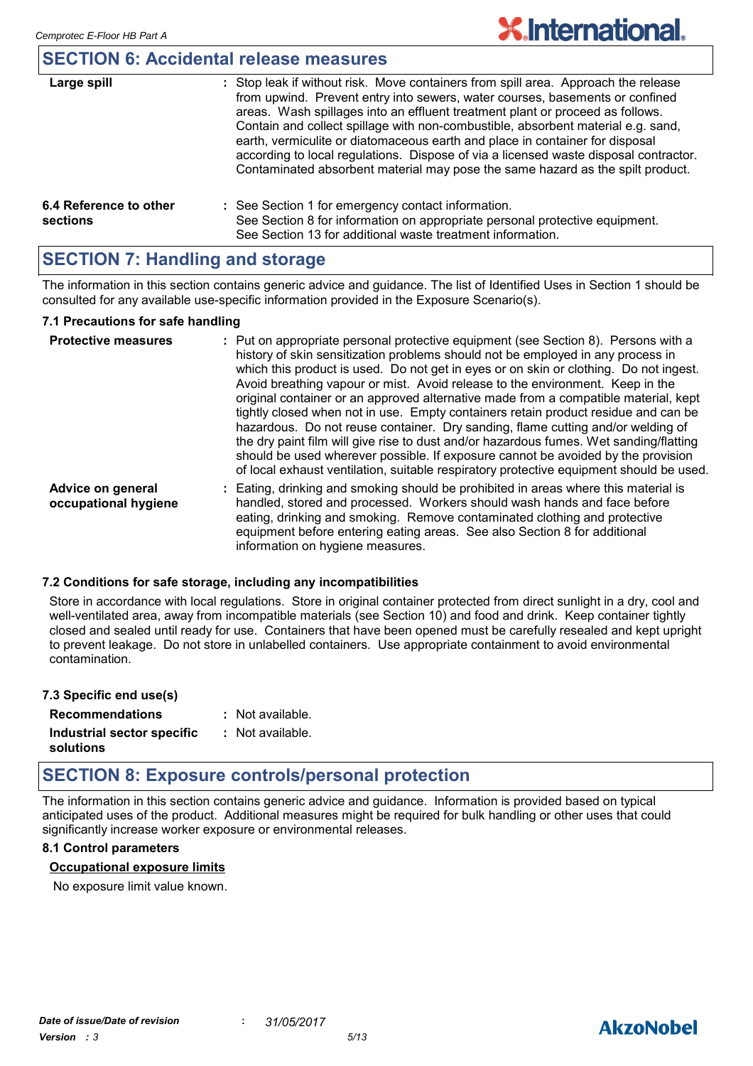## SECTION 6: Accidental release measures

| | |
|---|---|
| **Large spill** | Stop leak if without risk. Move containers from spill area. Approach the release from upwind. Prevent entry into sewers, water courses, basements or confined areas. Wash spillages into an effluent treatment plant or proceed as follows. Contain and collect spillage with non-combustible, absorbent material e.g. sand, earth, vermiculite or diatomaceous earth and place in container for disposal according to local regulations. Dispose of via a licensed waste disposal contractor. Contaminated absorbent material may pose the same hazard as the spilt product. |

| | |
|---|---|
| **6.4 Reference to other sections** | See Section 1 for emergency contact information.<br>See Section 8 for information on appropriate personal protective equipment.<br>See Section 13 for additional waste treatment information. |

## SECTION 7: Handling and storage

The information in this section contains generic advice and guidance. The list of Identified Uses in Section 1 should be consulted for any available use-specific information provided in the Exposure Scenario(s).

### 7.1 Precautions for safe handling

| | |
|---|---|
| **Protective measures** | Put on appropriate personal protective equipment (see Section 8). Persons with a history of skin sensitization problems should not be employed in any process in which this product is used. Do not get in eyes or on skin or clothing. Do not ingest. Avoid breathing vapour or mist. Avoid release to the environment. Keep in the original container or an approved alternative made from a compatible material, kept tightly closed when not in use. Empty containers retain product residue and can be hazardous. Do not reuse container. Dry sanding, flame cutting and/or welding of the dry paint film will give rise to dust and/or hazardous fumes. Wet sanding/flatting should be used wherever possible. If exposure cannot be avoided by the provision of local exhaust ventilation, suitable respiratory protective equipment should be used. |
| **Advice on general occupational hygiene** | Eating, drinking and smoking should be prohibited in areas where this material is handled, stored and processed. Workers should wash hands and face before eating, drinking and smoking. Remove contaminated clothing and protective equipment before entering eating areas. See also Section 8 for additional information on hygiene measures. |

### 7.2 Conditions for safe storage, including any incompatibilities

Store in accordance with local regulations. Store in original container protected from direct sunlight in a dry, cool and well-ventilated area, away from incompatible materials (see Section 10) and food and drink. Keep container tightly closed and sealed until ready for use. Containers that have been opened must be carefully resealed and kept upright to prevent leakage. Do not store in unlabelled containers. Use appropriate containment to avoid environmental contamination.

### 7.3 Specific end use(s)

| | |
|---|---|
| **Recommendations** | Not available. |
| **Industrial sector specific solutions** | Not available. |

## SECTION 8: Exposure controls/personal protection

The information in this section contains generic advice and guidance. Information is provided based on typical anticipated uses of the product. Additional measures might be required for bulk handling or other uses that could significantly increase worker exposure or environmental releases.

### 8.1 Control parameters

**Occupational exposure limits**

No exposure limit value known.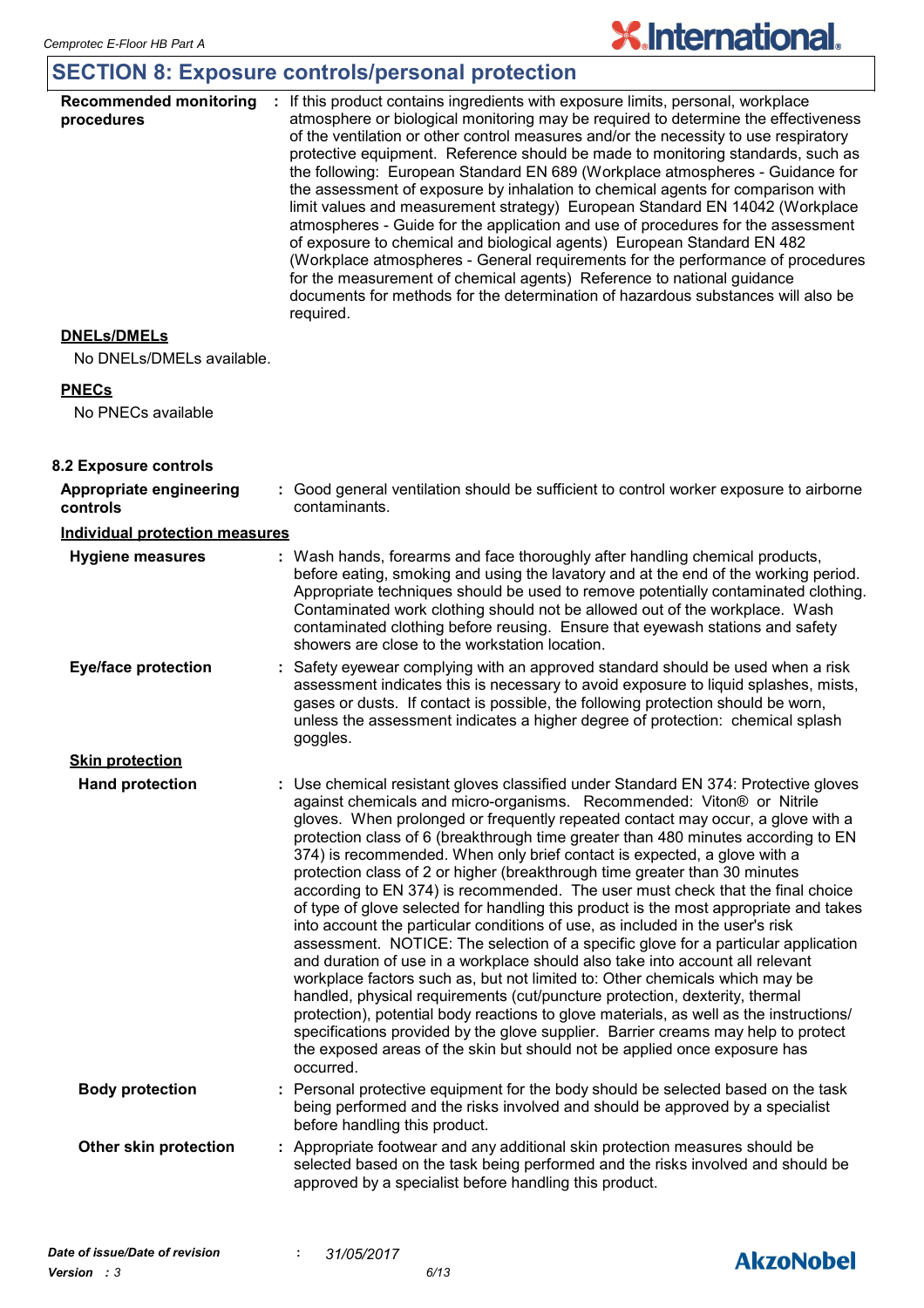## SECTION 8: Exposure controls/personal protection

**Recommended monitoring procedures** : If this product contains ingredients with exposure limits, personal, workplace atmosphere or biological monitoring may be required to determine the effectiveness of the ventilation or other control measures and/or the necessity to use respiratory protective equipment. Reference should be made to monitoring standards, such as the following: European Standard EN 689 (Workplace atmospheres - Guidance for the assessment of exposure by inhalation to chemical agents for comparison with limit values and measurement strategy) European Standard EN 14042 (Workplace atmospheres - Guide for the application and use of procedures for the assessment of exposure to chemical and biological agents) European Standard EN 482 (Workplace atmospheres - General requirements for the performance of procedures for the measurement of chemical agents) Reference to national guidance documents for methods for the determination of hazardous substances will also be required.

**DNELs/DMELs**

No DNELs/DMELs available.

**PNECs**

No PNECs available

**8.2 Exposure controls**

**Appropriate engineering controls** : Good general ventilation should be sufficient to control worker exposure to airborne contaminants.

**Individual protection measures**

**Hygiene measures** : Wash hands, forearms and face thoroughly after handling chemical products, before eating, smoking and using the lavatory and at the end of the working period. Appropriate techniques should be used to remove potentially contaminated clothing. Contaminated work clothing should not be allowed out of the workplace. Wash contaminated clothing before reusing. Ensure that eyewash stations and safety showers are close to the workstation location.

**Eye/face protection** : Safety eyewear complying with an approved standard should be used when a risk assessment indicates this is necessary to avoid exposure to liquid splashes, mists, gases or dusts. If contact is possible, the following protection should be worn, unless the assessment indicates a higher degree of protection: chemical splash goggles.

**Skin protection**

**Hand protection** : Use chemical resistant gloves classified under Standard EN 374: Protective gloves against chemicals and micro-organisms. Recommended: Viton® or Nitrile gloves. When prolonged or frequently repeated contact may occur, a glove with a protection class of 6 (breakthrough time greater than 480 minutes according to EN 374) is recommended. When only brief contact is expected, a glove with a protection class of 2 or higher (breakthrough time greater than 30 minutes according to EN 374) is recommended. The user must check that the final choice of type of glove selected for handling this product is the most appropriate and takes into account the particular conditions of use, as included in the user's risk assessment. NOTICE: The selection of a specific glove for a particular application and duration of use in a workplace should also take into account all relevant workplace factors such as, but not limited to: Other chemicals which may be handled, physical requirements (cut/puncture protection, dexterity, thermal protection), potential body reactions to glove materials, as well as the instructions/ specifications provided by the glove supplier. Barrier creams may help to protect the exposed areas of the skin but should not be applied once exposure has occurred.

**Body protection** : Personal protective equipment for the body should be selected based on the task being performed and the risks involved and should be approved by a specialist before handling this product.

**Other skin protection** : Appropriate footwear and any additional skin protection measures should be selected based on the task being performed and the risks involved and should be approved by a specialist before handling this product.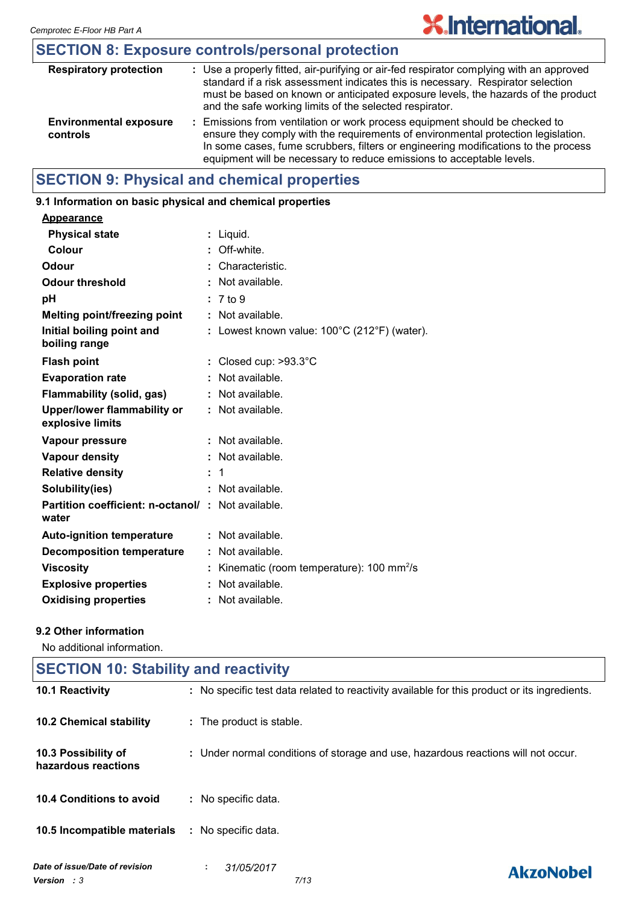## SECTION 8: Exposure controls/personal protection

| | |
|---|---|
| **Respiratory protection** | : Use a properly fitted, air-purifying or air-fed respirator complying with an approved standard if a risk assessment indicates this is necessary. Respirator selection must be based on known or anticipated exposure levels, the hazards of the product and the safe working limits of the selected respirator. |
| **Environmental exposure controls** | : Emissions from ventilation or work process equipment should be checked to ensure they comply with the requirements of environmental protection legislation. In some cases, fume scrubbers, filters or engineering modifications to the process equipment will be necessary to reduce emissions to acceptable levels. |

## SECTION 9: Physical and chemical properties

### 9.1 Information on basic physical and chemical properties

**Appearance**

| | |
|---|---|
| **Physical state** | : Liquid. |
| **Colour** | : Off-white. |
| **Odour** | : Characteristic. |
| **Odour threshold** | : Not available. |
| **pH** | : 7 to 9 |
| **Melting point/freezing point** | : Not available. |
| **Initial boiling point and boiling range** | : Lowest known value: 100°C (212°F) (water). |
| **Flash point** | : Closed cup: >93.3°C |
| **Evaporation rate** | : Not available. |
| **Flammability (solid, gas)** | : Not available. |
| **Upper/lower flammability or explosive limits** | : Not available. |
| **Vapour pressure** | : Not available. |
| **Vapour density** | : Not available. |
| **Relative density** | : 1 |
| **Solubility(ies)** | : Not available. |
| **Partition coefficient: n-octanol/ water** | : Not available. |
| **Auto-ignition temperature** | : Not available. |
| **Decomposition temperature** | : Not available. |
| **Viscosity** | : Kinematic (room temperature): 100 $mm^2/s$ |
| **Explosive properties** | : Not available. |
| **Oxidising properties** | : Not available. |

### 9.2 Other information

No additional information.

## SECTION 10: Stability and reactivity

| | |
|---|---|
| **10.1 Reactivity** | : No specific test data related to reactivity available for this product or its ingredients. |
| **10.2 Chemical stability** | : The product is stable. |
| **10.3 Possibility of hazardous reactions** | : Under normal conditions of storage and use, hazardous reactions will not occur. |
| **10.4 Conditions to avoid** | : No specific data. |
| **10.5 Incompatible materials** | : No specific data. |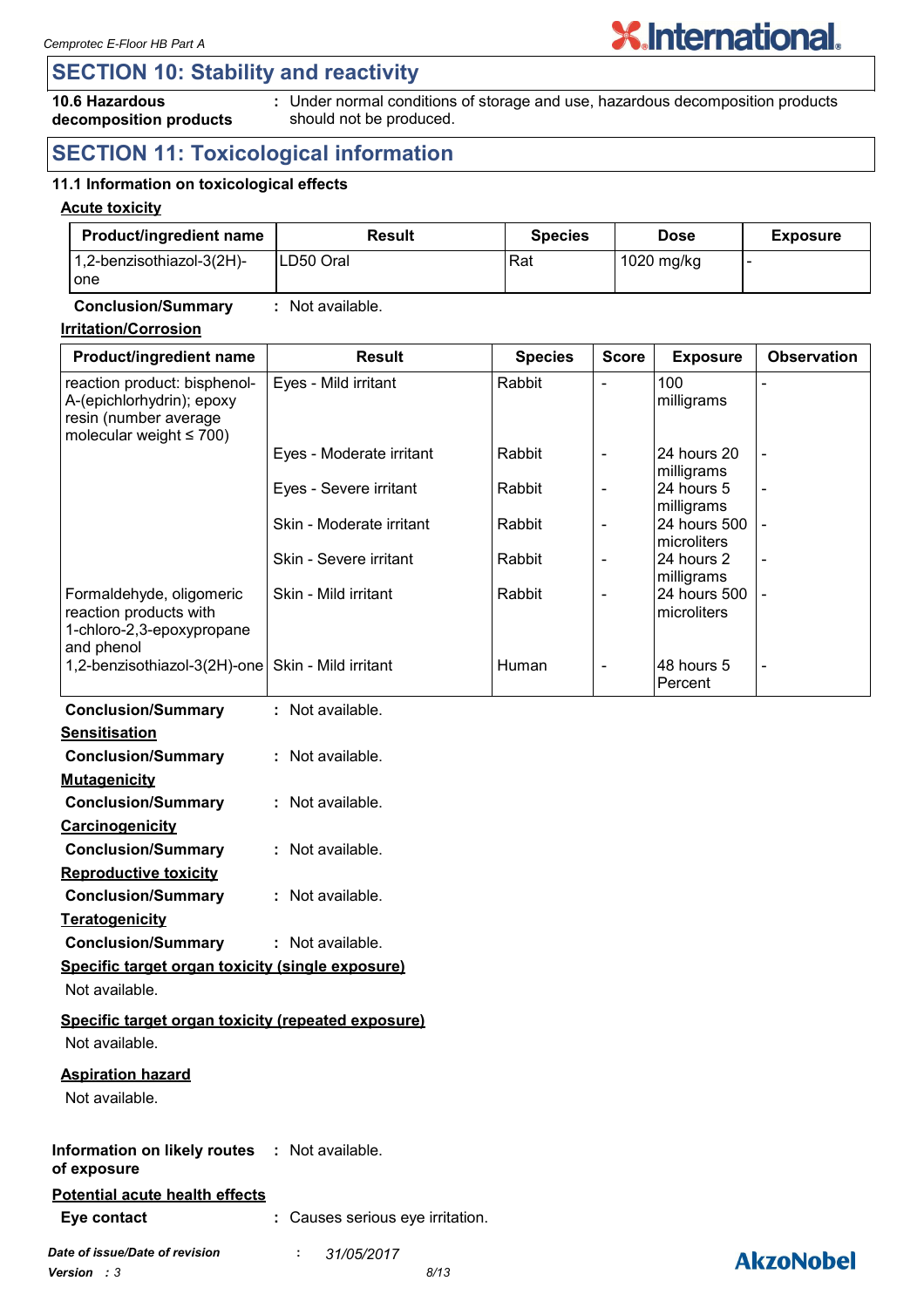## SECTION 10: Stability and reactivity

**10.6 Hazardous decomposition products** : Under normal conditions of storage and use, hazardous decomposition products should not be produced.

## SECTION 11: Toxicological information

### 11.1 Information on toxicological effects

**Acute toxicity**

| Product/ingredient name | Result | Species | Dose | Exposure |
|---|---|---|---|---|
| 1,2-benzisothiazol-3(2H)-one | LD50 Oral | Rat | 1020 mg/kg | - |

**Conclusion/Summary** : Not available.

**Irritation/Corrosion**

| Product/ingredient name | Result | Species | Score | Exposure | Observation |
|---|---|---|---|---|---|
| reaction product: bisphenol-A-(epichlorhydrin); epoxy resin (number average molecular weight ≤ 700) | Eyes - Mild irritant | Rabbit | - | 100 milligrams | - |
| | Eyes - Moderate irritant | Rabbit | - | 24 hours 20 milligrams | - |
| | Eyes - Severe irritant | Rabbit | - | 24 hours 5 milligrams | - |
| | Skin - Moderate irritant | Rabbit | - | 24 hours 500 microliters | - |
| | Skin - Severe irritant | Rabbit | - | 24 hours 2 milligrams | - |
| Formaldehyde, oligomeric reaction products with 1-chloro-2,3-epoxypropane and phenol | Skin - Mild irritant | Rabbit | - | 24 hours 500 microliters | - |
| 1,2-benzisothiazol-3(2H)-one | Skin - Mild irritant | Human | - | 48 hours 5 Percent | - |

**Conclusion/Summary** : Not available.

**Sensitisation**

**Conclusion/Summary** : Not available.

**Mutagenicity**

**Conclusion/Summary** : Not available.

**Carcinogenicity**

**Conclusion/Summary** : Not available.

**Reproductive toxicity**

**Conclusion/Summary** : Not available.

**Teratogenicity**

**Conclusion/Summary** : Not available.

**Specific target organ toxicity (single exposure)**

Not available.

**Specific target organ toxicity (repeated exposure)**

Not available.

**Aspiration hazard**

Not available.

**Information on likely routes of exposure** : Not available.

**Potential acute health effects**

**Eye contact** : Causes serious eye irritation.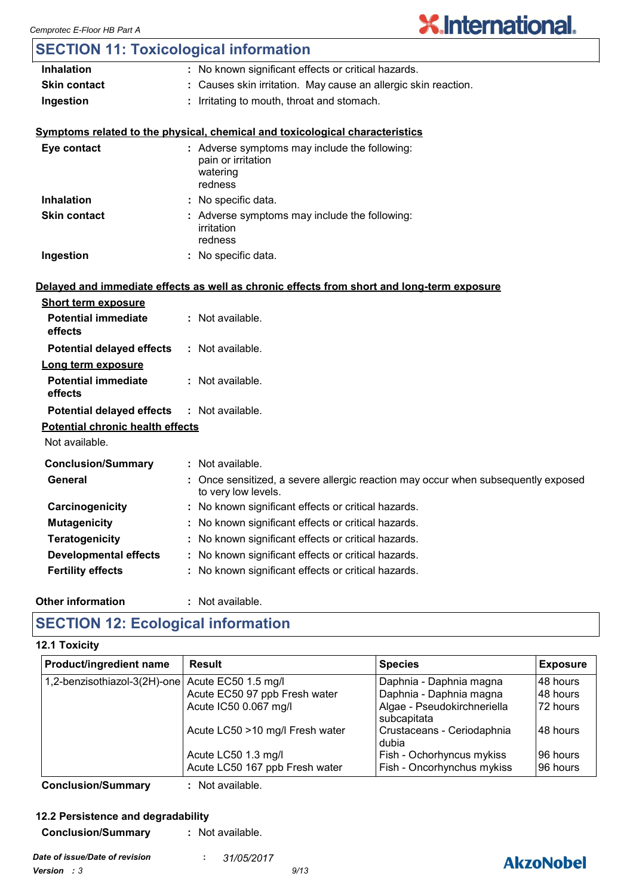## SECTION 11: Toxicological information

**Inhalation** : No known significant effects or critical hazards.

**Skin contact** : Causes skin irritation. May cause an allergic skin reaction.

**Ingestion** : Irritating to mouth, throat and stomach.

**Symptoms related to the physical, chemical and toxicological characteristics**

**Eye contact** : Adverse symptoms may include the following:
pain or irritation
watering
redness

**Inhalation** : No specific data.

**Skin contact** : Adverse symptoms may include the following:
irritation
redness

**Ingestion** : No specific data.

**Delayed and immediate effects as well as chronic effects from short and long-term exposure**

**Short term exposure**

**Potential immediate effects** : Not available.

**Potential delayed effects** : Not available.

**Long term exposure**

**Potential immediate effects** : Not available.

**Potential delayed effects** : Not available.

**Potential chronic health effects**

Not available.

**Conclusion/Summary** : Not available.

**General** : Once sensitized, a severe allergic reaction may occur when subsequently exposed to very low levels.

**Carcinogenicity** : No known significant effects or critical hazards.

**Mutagenicity** : No known significant effects or critical hazards.

**Teratogenicity** : No known significant effects or critical hazards.

**Developmental effects** : No known significant effects or critical hazards.

**Fertility effects** : No known significant effects or critical hazards.

**Other information** : Not available.

## SECTION 12: Ecological information

### 12.1 Toxicity

| Product/ingredient name | Result | Species | Exposure |
|---|---|---|---|
| 1,2-benzisothiazol-3(2H)-one | Acute EC50 1.5 mg/l | Daphnia - Daphnia magna | 48 hours |
| | Acute EC50 97 ppb Fresh water | Daphnia - Daphnia magna | 48 hours |
| | Acute IC50 0.067 mg/l | Algae - Pseudokirchneriella subcapitata | 72 hours |
| | Acute LC50 >10 mg/l Fresh water | Crustaceans - Ceriodaphnia dubia | 48 hours |
| | Acute LC50 1.3 mg/l | Fish - Ochorhyncus mykiss | 96 hours |
| | Acute LC50 167 ppb Fresh water | Fish - Oncorhynchus mykiss | 96 hours |

**Conclusion/Summary** : Not available.

### 12.2 Persistence and degradability

**Conclusion/Summary** : Not available.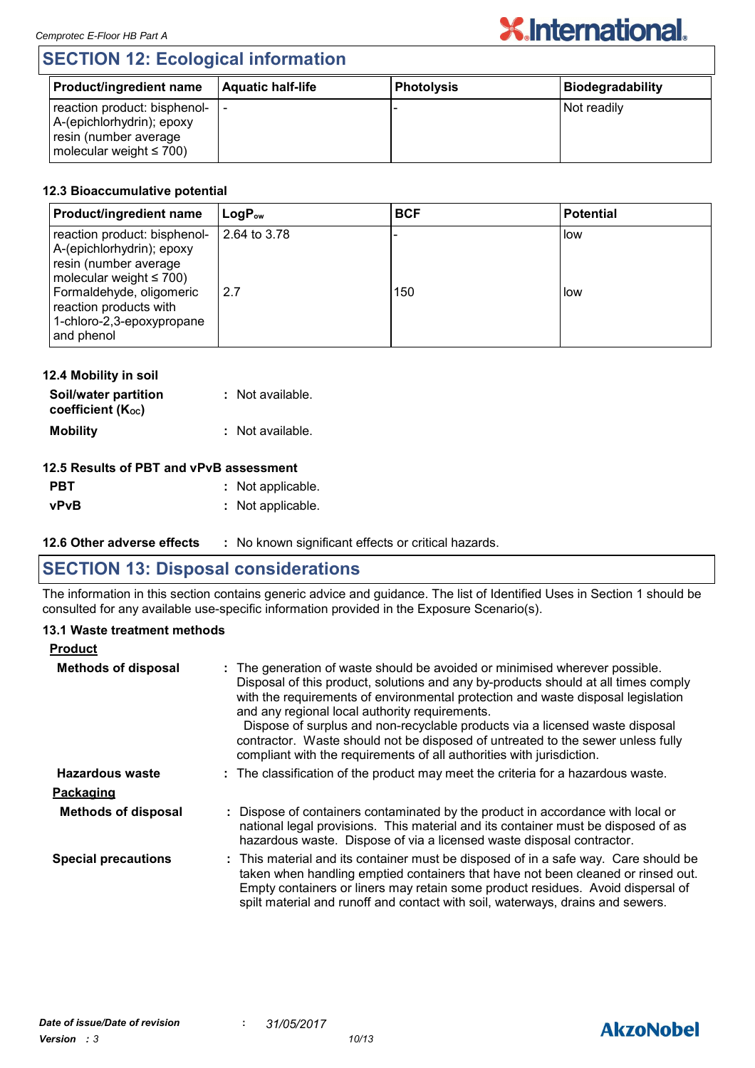## SECTION 12: Ecological information

| Product/ingredient name | Aquatic half-life | Photolysis | Biodegradability |
|---|---|---|---|
| reaction product: bisphenol-A-(epichlorhydrin); epoxy resin (number average molecular weight ≤ 700) | - | - | Not readily |

### 12.3 Bioaccumulative potential

| Product/ingredient name | $LogP_{ow}$ | BCF | Potential |
|---|---|---|---|
| reaction product: bisphenol-A-(epichlorhydrin); epoxy resin (number average molecular weight ≤ 700) | 2.64 to 3.78 | - | low |
| Formaldehyde, oligomeric reaction products with 1-chloro-2,3-epoxypropane and phenol | 2.7 | 150 | low |

### 12.4 Mobility in soil

**Soil/water partition coefficient ($K_{OC}$)** : Not available.

**Mobility** : Not available.

### 12.5 Results of PBT and vPvB assessment

**PBT** : Not applicable.

**vPvB** : Not applicable.

### 12.6 Other adverse effects

: No known significant effects or critical hazards.

## SECTION 13: Disposal considerations

The information in this section contains generic advice and guidance. The list of Identified Uses in Section 1 should be consulted for any available use-specific information provided in the Exposure Scenario(s).

### 13.1 Waste treatment methods

**Product**

**Methods of disposal** : The generation of waste should be avoided or minimised wherever possible. Disposal of this product, solutions and any by-products should at all times comply with the requirements of environmental protection and waste disposal legislation and any regional local authority requirements.
Dispose of surplus and non-recyclable products via a licensed waste disposal contractor. Waste should not be disposed of untreated to the sewer unless fully compliant with the requirements of all authorities with jurisdiction.

**Hazardous waste** : The classification of the product may meet the criteria for a hazardous waste.

**Packaging**

**Methods of disposal** : Dispose of containers contaminated by the product in accordance with local or national legal provisions. This material and its container must be disposed of as hazardous waste. Dispose of via a licensed waste disposal contractor.

**Special precautions** : This material and its container must be disposed of in a safe way. Care should be taken when handling emptied containers that have not been cleaned or rinsed out. Empty containers or liners may retain some product residues. Avoid dispersal of spilt material and runoff and contact with soil, waterways, drains and sewers.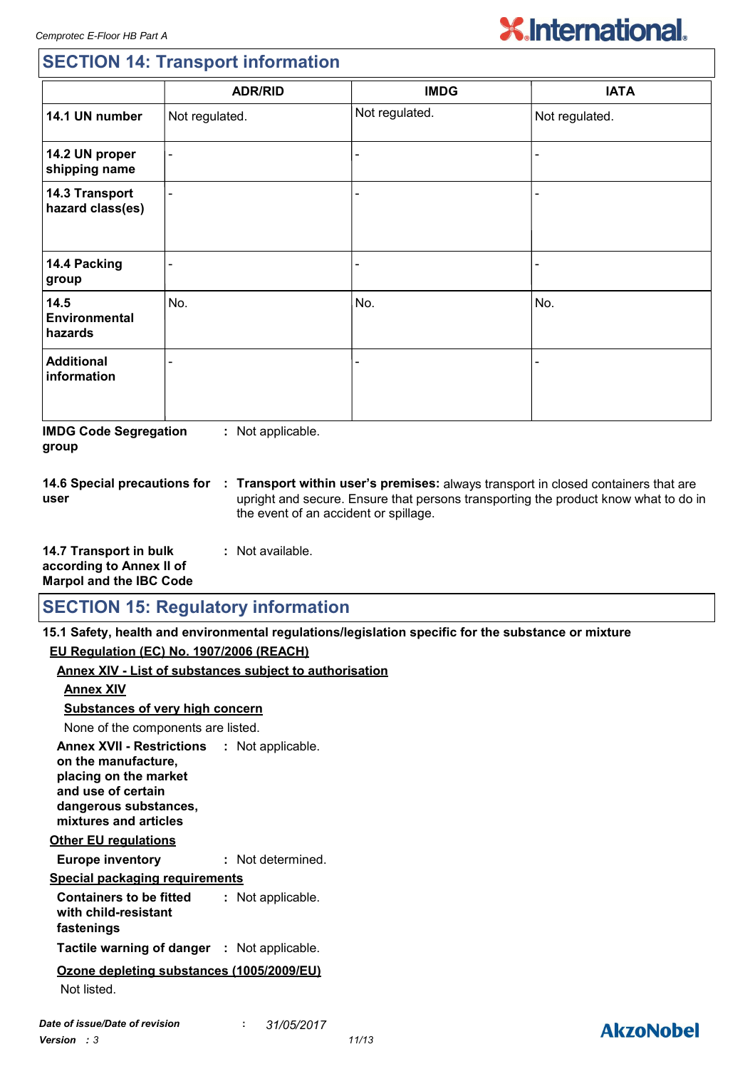## SECTION 14: Transport information

| | ADR/RID | IMDG | IATA |
|---|---|---|---|
| **14.1 UN number** | Not regulated. | Not regulated. | Not regulated. |
| **14.2 UN proper shipping name** | - | - | - |
| **14.3 Transport hazard class(es)** | - | - | - |
| **14.4 Packing group** | - | - | - |
| **14.5 Environmental hazards** | No. | No. | No. |
| **Additional information** | - | - | - |

**IMDG Code Segregation group** : Not applicable.

**14.6 Special precautions for user** : **Transport within user's premises:** always transport in closed containers that are upright and secure. Ensure that persons transporting the product know what to do in the event of an accident or spillage.

**14.7 Transport in bulk according to Annex II of Marpol and the IBC Code** : Not available.

## SECTION 15: Regulatory information

**15.1 Safety, health and environmental regulations/legislation specific for the substance or mixture**

**EU Regulation (EC) No. 1907/2006 (REACH)**

**Annex XIV - List of substances subject to authorisation**

**Annex XIV**

**Substances of very high concern**

None of the components are listed.

**Annex XVII - Restrictions on the manufacture, placing on the market and use of certain dangerous substances, mixtures and articles** : Not applicable.

**Other EU regulations**

**Europe inventory** : Not determined.

**Special packaging requirements**

**Containers to be fitted with child-resistant fastenings** : Not applicable.

**Tactile warning of danger** : Not applicable.

**Ozone depleting substances (1005/2009/EU)**

Not listed.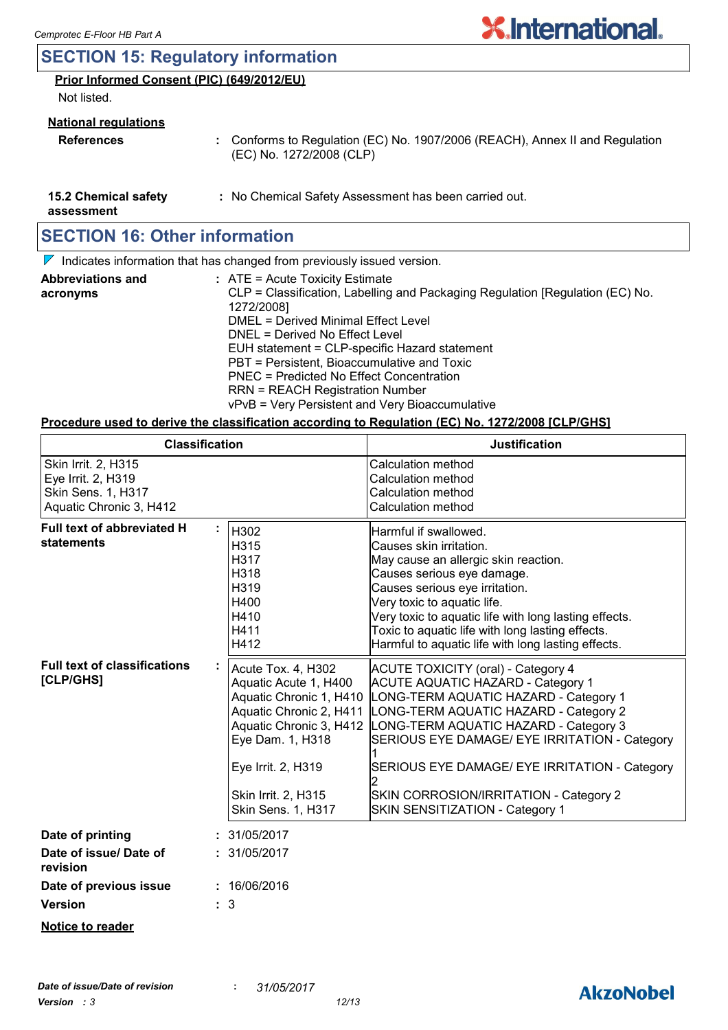## SECTION 15: Regulatory information

**Prior Informed Consent (PIC) (649/2012/EU)**

Not listed.

**National regulations**

**References** : Conforms to Regulation (EC) No. 1907/2006 (REACH), Annex II and Regulation (EC) No. 1272/2008 (CLP)

**15.2 Chemical safety assessment** : No Chemical Safety Assessment has been carried out.

## SECTION 16: Other information

Indicates information that has changed from previously issued version.

**Abbreviations and acronyms** :
ATE = Acute Toxicity Estimate
CLP = Classification, Labelling and Packaging Regulation [Regulation (EC) No. 1272/2008]
DMEL = Derived Minimal Effect Level
DNEL = Derived No Effect Level
EUH statement = CLP-specific Hazard statement
PBT = Persistent, Bioaccumulative and Toxic
PNEC = Predicted No Effect Concentration
RRN = REACH Registration Number
vPvB = Very Persistent and Very Bioaccumulative

**Procedure used to derive the classification according to Regulation (EC) No. 1272/2008 [CLP/GHS]**

| Classification | Justification |
|---|---|
| Skin Irrit. 2, H315 | Calculation method |
| Eye Irrit. 2, H319 | Calculation method |
| Skin Sens. 1, H317 | Calculation method |
| Aquatic Chronic 3, H412 | Calculation method |

**Full text of abbreviated H statements** :

| | |
|---|---|
| H302 | Harmful if swallowed. |
| H315 | Causes skin irritation. |
| H317 | May cause an allergic skin reaction. |
| H318 | Causes serious eye damage. |
| H319 | Causes serious eye irritation. |
| H400 | Very toxic to aquatic life. |
| H410 | Very toxic to aquatic life with long lasting effects. |
| H411 | Toxic to aquatic life with long lasting effects. |
| H412 | Harmful to aquatic life with long lasting effects. |

**Full text of classifications [CLP/GHS]** :

| | |
|---|---|
| Acute Tox. 4, H302 | ACUTE TOXICITY (oral) - Category 4 |
| Aquatic Acute 1, H400 | ACUTE AQUATIC HAZARD - Category 1 |
| Aquatic Chronic 1, H410 | LONG-TERM AQUATIC HAZARD - Category 1 |
| Aquatic Chronic 2, H411 | LONG-TERM AQUATIC HAZARD - Category 2 |
| Aquatic Chronic 3, H412 | LONG-TERM AQUATIC HAZARD - Category 3 |
| Eye Dam. 1, H318 | SERIOUS EYE DAMAGE/ EYE IRRITATION - Category 1 |
| Eye Irrit. 2, H319 | SERIOUS EYE DAMAGE/ EYE IRRITATION - Category 2 |
| Skin Irrit. 2, H315 | SKIN CORROSION/IRRITATION - Category 2 |
| Skin Sens. 1, H317 | SKIN SENSITIZATION - Category 1 |

**Date of printing** : 31/05/2017

**Date of issue/ Date of revision** : 31/05/2017

**Date of previous issue** : 16/06/2016

**Version** : 3

**Notice to reader**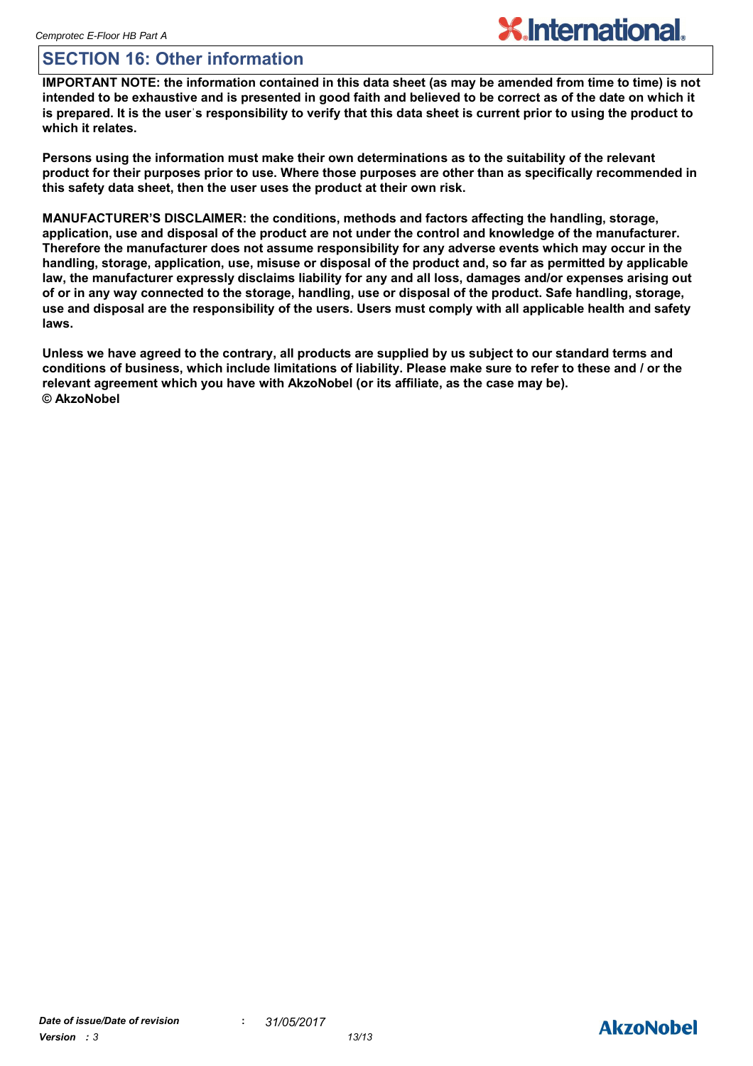## SECTION 16: Other information

**IMPORTANT NOTE: the information contained in this data sheet (as may be amended from time to time) is not intended to be exhaustive and is presented in good faith and believed to be correct as of the date on which it is prepared. It is the user's responsibility to verify that this data sheet is current prior to using the product to which it relates.**

**Persons using the information must make their own determinations as to the suitability of the relevant product for their purposes prior to use. Where those purposes are other than as specifically recommended in this safety data sheet, then the user uses the product at their own risk.**

**MANUFACTURER'S DISCLAIMER: the conditions, methods and factors affecting the handling, storage, application, use and disposal of the product are not under the control and knowledge of the manufacturer. Therefore the manufacturer does not assume responsibility for any adverse events which may occur in the handling, storage, application, use, misuse or disposal of the product and, so far as permitted by applicable law, the manufacturer expressly disclaims liability for any and all loss, damages and/or expenses arising out of or in any way connected to the storage, handling, use or disposal of the product. Safe handling, storage, use and disposal are the responsibility of the users. Users must comply with all applicable health and safety laws.**

**Unless we have agreed to the contrary, all products are supplied by us subject to our standard terms and conditions of business, which include limitations of liability. Please make sure to refer to these and / or the relevant agreement which you have with AkzoNobel (or its affiliate, as the case may be).**
**© AkzoNobel**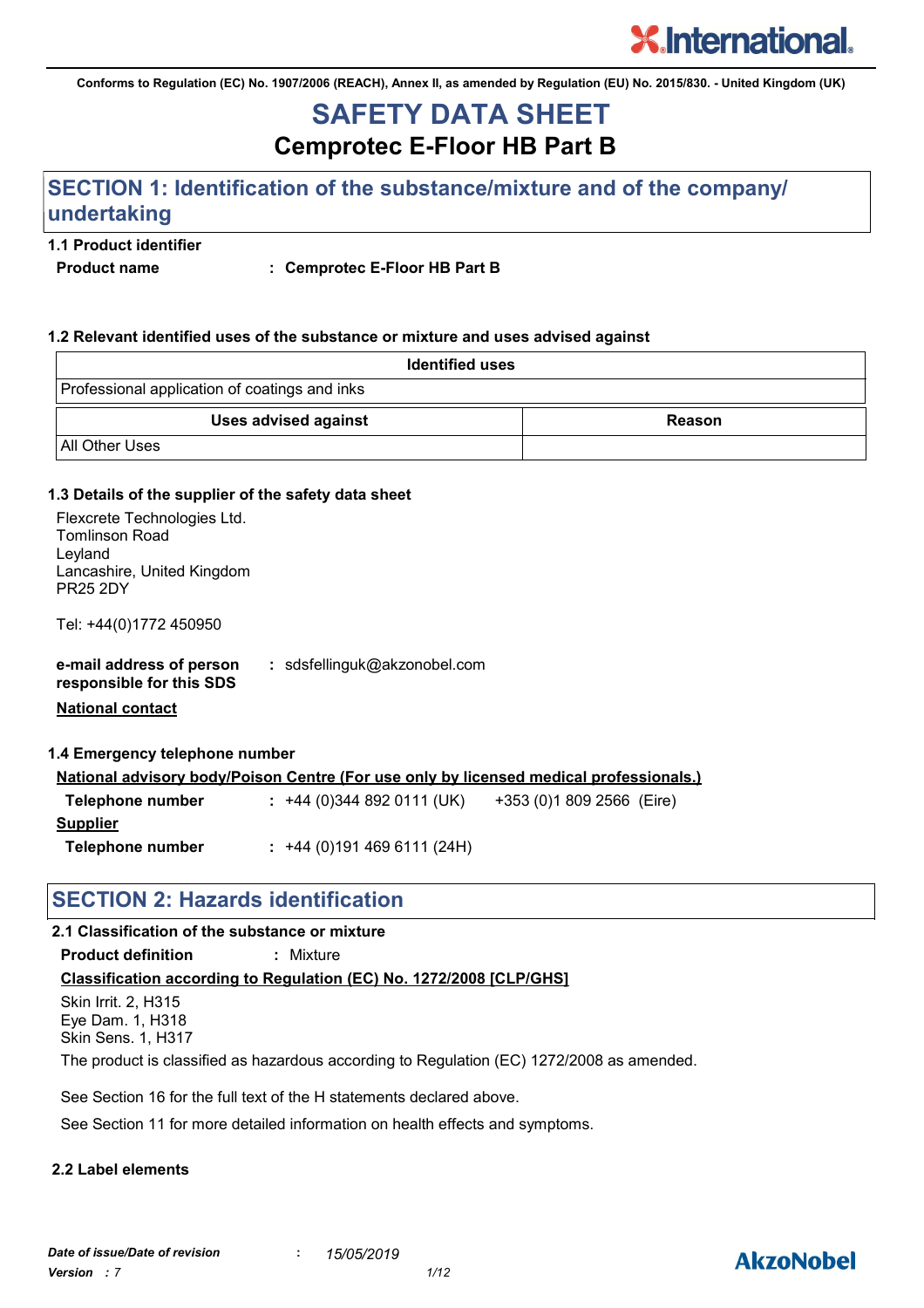Conforms to Regulation (EC) No. 1907/2006 (REACH), Annex II, as amended by Regulation (EU) No. 2015/830. - United Kingdom (UK)

# SAFETY DATA SHEET

## Cemprotec E-Floor HB Part B

## SECTION 1: Identification of the substance/mixture and of the company/ undertaking

### 1.1 Product identifier

**Product name** : **Cemprotec E-Floor HB Part B**

### 1.2 Relevant identified uses of the substance or mixture and uses advised against

| Identified uses |
|---|
| Professional application of coatings and inks |

| Uses advised against | Reason |
|---|---|
| All Other Uses | |

### 1.3 Details of the supplier of the safety data sheet

Flexcrete Technologies Ltd.
Tomlinson Road
Leyland
Lancashire, United Kingdom
PR25 2DY

Tel: +44(0)1772 450950

**e-mail address of person responsible for this SDS** : sdsfellinguk@akzonobel.com

**National contact**

### 1.4 Emergency telephone number

**National advisory body/Poison Centre (For use only by licensed medical professionals.)**

**Telephone number** : +44 (0)344 892 0111 (UK) +353 (0)1 809 2566 (Eire)

**Supplier**

**Telephone number** : +44 (0)191 469 6111 (24H)

## SECTION 2: Hazards identification

### 2.1 Classification of the substance or mixture

**Product definition** : Mixture

**Classification according to Regulation (EC) No. 1272/2008 [CLP/GHS]**

Skin Irrit. 2, H315
Eye Dam. 1, H318
Skin Sens. 1, H317

The product is classified as hazardous according to Regulation (EC) 1272/2008 as amended.

See Section 16 for the full text of the H statements declared above.

See Section 11 for more detailed information on health effects and symptoms.

### 2.2 Label elements

*Date of issue/Date of revision* : *15/05/2019*
*Version : 7*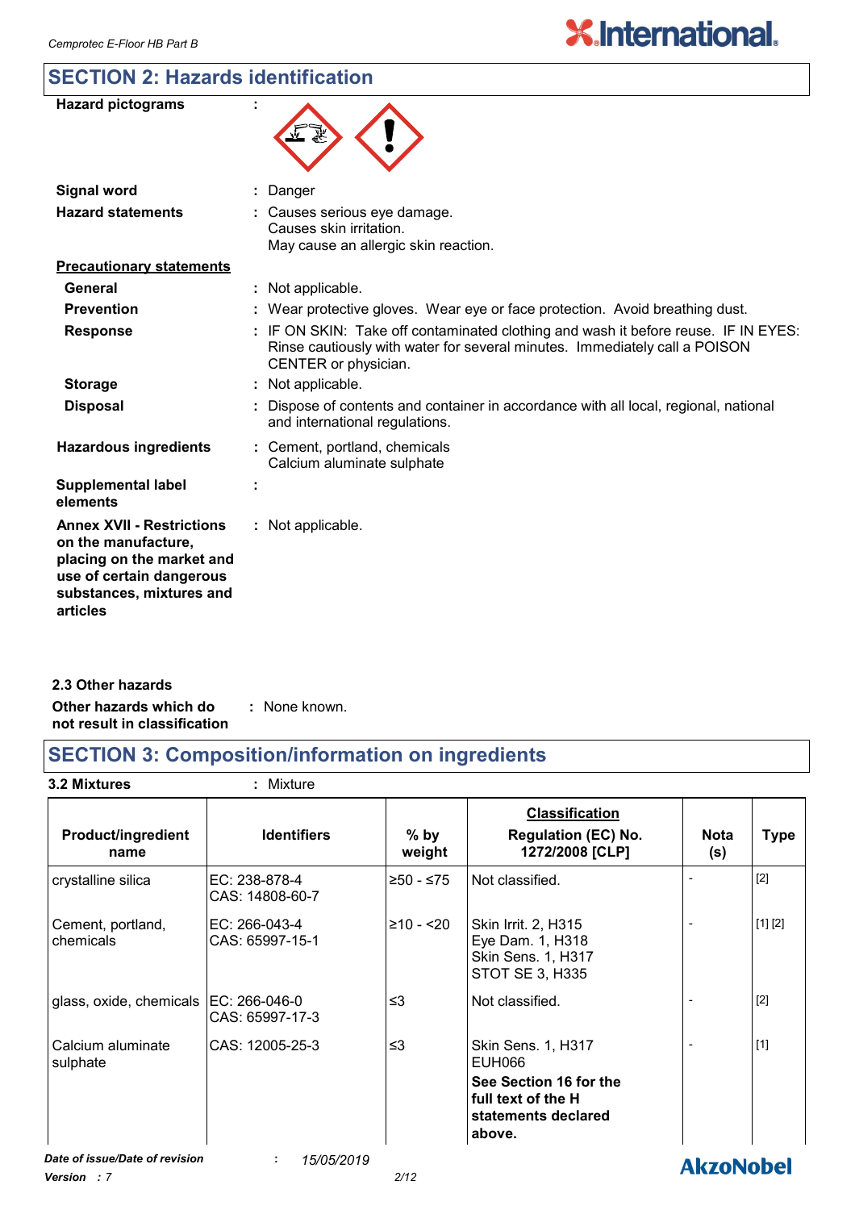## SECTION 2: Hazards identification

| | | |
|---|---|---|
| **Hazard pictograms** | : | |
| **Signal word** | : | Danger |
| **Hazard statements** | : | Causes serious eye damage.<br>Causes skin irritation.<br>May cause an allergic skin reaction. |

**Precautionary statements**

| | | |
|---|---|---|
| **General** | : | Not applicable. |
| **Prevention** | : | Wear protective gloves. Wear eye or face protection. Avoid breathing dust. |
| **Response** | : | IF ON SKIN: Take off contaminated clothing and wash it before reuse. IF IN EYES: Rinse cautiously with water for several minutes. Immediately call a POISON CENTER or physician. |
| **Storage** | : | Not applicable. |
| **Disposal** | : | Dispose of contents and container in accordance with all local, regional, national and international regulations. |
| **Hazardous ingredients** | : | Cement, portland, chemicals<br>Calcium aluminate sulphate |
| **Supplemental label elements** | : | |
| **Annex XVII - Restrictions on the manufacture, placing on the market and use of certain dangerous substances, mixtures and articles** | : | Not applicable. |

### 2.3 Other hazards

| | | |
|---|---|---|
| **Other hazards which do not result in classification** | : | None known. |

## SECTION 3: Composition/information on ingredients

**3.2 Mixtures** : Mixture

| Product/ingredient name | Identifiers | % by weight | Classification<br>Regulation (EC) No. 1272/2008 [CLP] | Nota (s) | Type |
|---|---|---|---|---|---|
| crystalline silica | EC: 238-878-4<br>CAS: 14808-60-7 | ≥50 - ≤75 | Not classified. | - | [2] |
| Cement, portland, chemicals | EC: 266-043-4<br>CAS: 65997-15-1 | ≥10 - <20 | Skin Irrit. 2, H315<br>Eye Dam. 1, H318<br>Skin Sens. 1, H317<br>STOT SE 3, H335 | - | [1] [2] |
| glass, oxide, chemicals | EC: 266-046-0<br>CAS: 65997-17-3 | ≤3 | Not classified. | - | [2] |
| Calcium aluminate sulphate | CAS: 12005-25-3 | ≤3 | Skin Sens. 1, H317<br>EUH066<br>**See Section 16 for the full text of the H statements declared above.** | - | [1] |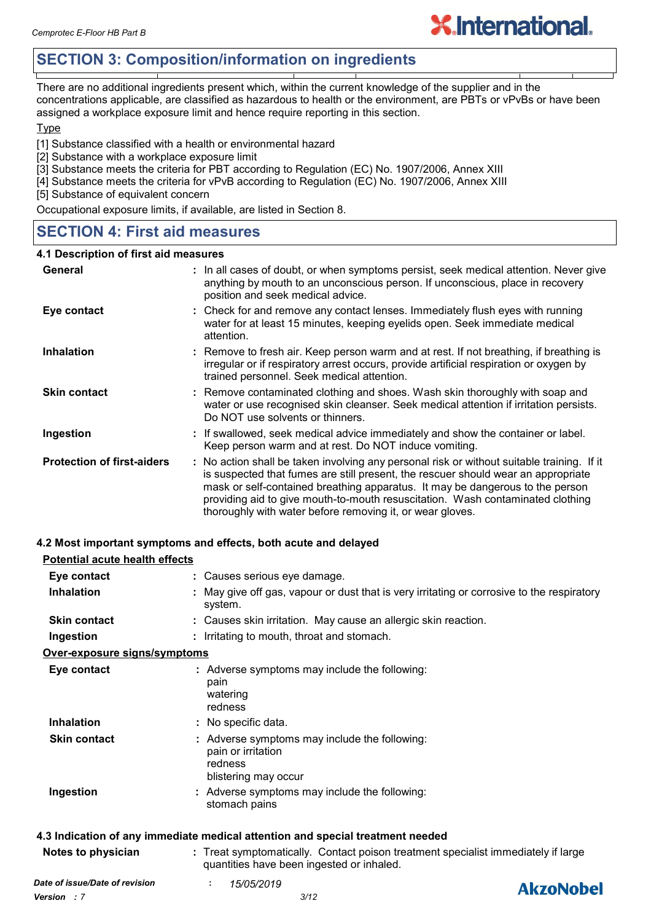## SECTION 3: Composition/information on ingredients

There are no additional ingredients present which, within the current knowledge of the supplier and in the concentrations applicable, are classified as hazardous to health or the environment, are PBTs or vPvBs or have been assigned a workplace exposure limit and hence require reporting in this section.

Type

[1] Substance classified with a health or environmental hazard
[2] Substance with a workplace exposure limit
[3] Substance meets the criteria for PBT according to Regulation (EC) No. 1907/2006, Annex XIII
[4] Substance meets the criteria for vPvB according to Regulation (EC) No. 1907/2006, Annex XIII
[5] Substance of equivalent concern

Occupational exposure limits, if available, are listed in Section 8.

## SECTION 4: First aid measures

### 4.1 Description of first aid measures

| | |
|---|---|
| **General** | : In all cases of doubt, or when symptoms persist, seek medical attention. Never give anything by mouth to an unconscious person. If unconscious, place in recovery position and seek medical advice. |
| **Eye contact** | : Check for and remove any contact lenses. Immediately flush eyes with running water for at least 15 minutes, keeping eyelids open. Seek immediate medical attention. |
| **Inhalation** | : Remove to fresh air. Keep person warm and at rest. If not breathing, if breathing is irregular or if respiratory arrest occurs, provide artificial respiration or oxygen by trained personnel. Seek medical attention. |
| **Skin contact** | : Remove contaminated clothing and shoes. Wash skin thoroughly with soap and water or use recognised skin cleanser. Seek medical attention if irritation persists. Do NOT use solvents or thinners. |
| **Ingestion** | : If swallowed, seek medical advice immediately and show the container or label. Keep person warm and at rest. Do NOT induce vomiting. |
| **Protection of first-aiders** | : No action shall be taken involving any personal risk or without suitable training. If it is suspected that fumes are still present, the rescuer should wear an appropriate mask or self-contained breathing apparatus. It may be dangerous to the person providing aid to give mouth-to-mouth resuscitation. Wash contaminated clothing thoroughly with water before removing it, or wear gloves. |

### 4.2 Most important symptoms and effects, both acute and delayed

**Potential acute health effects**

| | |
|---|---|
| **Eye contact** | : Causes serious eye damage. |
| **Inhalation** | : May give off gas, vapour or dust that is very irritating or corrosive to the respiratory system. |
| **Skin contact** | : Causes skin irritation. May cause an allergic skin reaction. |
| **Ingestion** | : Irritating to mouth, throat and stomach. |

**Over-exposure signs/symptoms**

| | |
|---|---|
| **Eye contact** | : Adverse symptoms may include the following:<br>pain<br>watering<br>redness |
| **Inhalation** | : No specific data. |
| **Skin contact** | : Adverse symptoms may include the following:<br>pain or irritation<br>redness<br>blistering may occur |
| **Ingestion** | : Adverse symptoms may include the following:<br>stomach pains |

### 4.3 Indication of any immediate medical attention and special treatment needed

| | |
|---|---|
| **Notes to physician** | : Treat symptomatically. Contact poison treatment specialist immediately if large quantities have been ingested or inhaled. |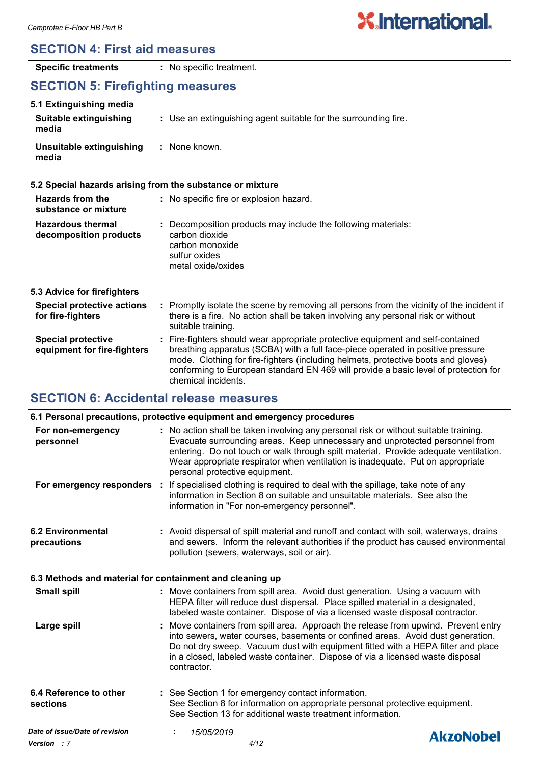## SECTION 4: First aid measures

**Specific treatments** : No specific treatment.

## SECTION 5: Firefighting measures

### 5.1 Extinguishing media

**Suitable extinguishing media** : Use an extinguishing agent suitable for the surrounding fire.

**Unsuitable extinguishing media** : None known.

### 5.2 Special hazards arising from the substance or mixture

**Hazards from the substance or mixture** : No specific fire or explosion hazard.

**Hazardous thermal decomposition products** : Decomposition products may include the following materials:
carbon dioxide
carbon monoxide
sulfur oxides
metal oxide/oxides

### 5.3 Advice for firefighters

**Special protective actions for fire-fighters** : Promptly isolate the scene by removing all persons from the vicinity of the incident if there is a fire. No action shall be taken involving any personal risk or without suitable training.

**Special protective equipment for fire-fighters** : Fire-fighters should wear appropriate protective equipment and self-contained breathing apparatus (SCBA) with a full face-piece operated in positive pressure mode. Clothing for fire-fighters (including helmets, protective boots and gloves) conforming to European standard EN 469 will provide a basic level of protection for chemical incidents.

## SECTION 6: Accidental release measures

### 6.1 Personal precautions, protective equipment and emergency procedures

**For non-emergency personnel** : No action shall be taken involving any personal risk or without suitable training. Evacuate surrounding areas. Keep unnecessary and unprotected personnel from entering. Do not touch or walk through spilt material. Provide adequate ventilation. Wear appropriate respirator when ventilation is inadequate. Put on appropriate personal protective equipment.

**For emergency responders** : If specialised clothing is required to deal with the spillage, take note of any information in Section 8 on suitable and unsuitable materials. See also the information in "For non-emergency personnel".

### 6.2 Environmental precautions

: Avoid dispersal of spilt material and runoff and contact with soil, waterways, drains and sewers. Inform the relevant authorities if the product has caused environmental pollution (sewers, waterways, soil or air).

### 6.3 Methods and material for containment and cleaning up

**Small spill** : Move containers from spill area. Avoid dust generation. Using a vacuum with HEPA filter will reduce dust dispersal. Place spilled material in a designated, labeled waste container. Dispose of via a licensed waste disposal contractor.

**Large spill** : Move containers from spill area. Approach the release from upwind. Prevent entry into sewers, water courses, basements or confined areas. Avoid dust generation. Do not dry sweep. Vacuum dust with equipment fitted with a HEPA filter and place in a closed, labeled waste container. Dispose of via a licensed waste disposal contractor.

### 6.4 Reference to other sections

: See Section 1 for emergency contact information.
See Section 8 for information on appropriate personal protective equipment.
See Section 13 for additional waste treatment information.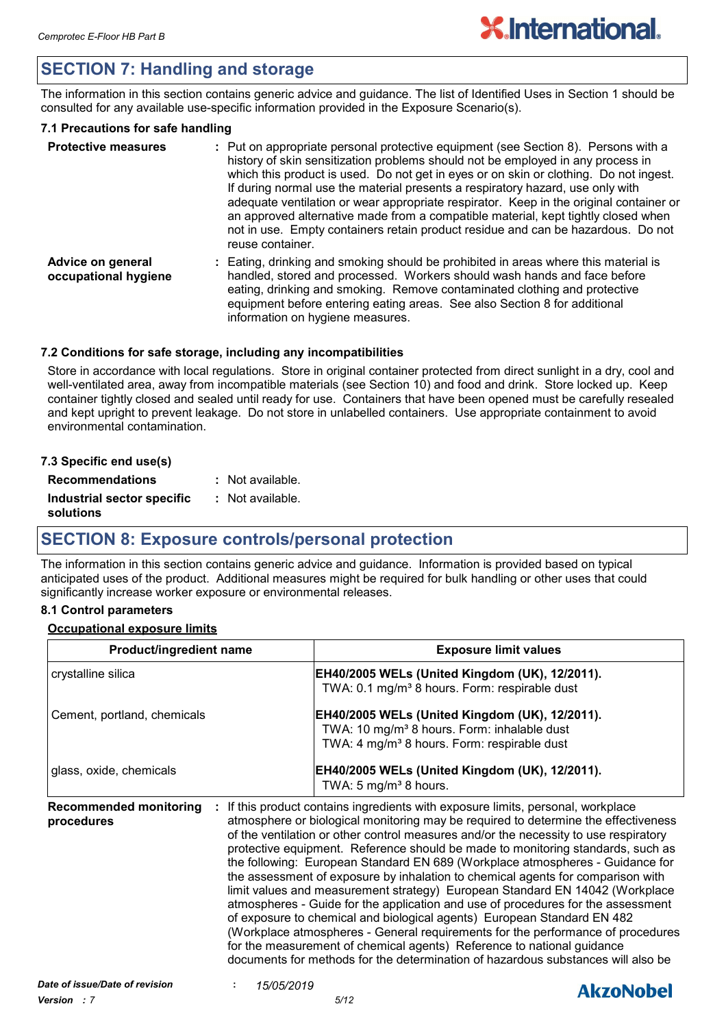## SECTION 7: Handling and storage

The information in this section contains generic advice and guidance. The list of Identified Uses in Section 1 should be consulted for any available use-specific information provided in the Exposure Scenario(s).

### 7.1 Precautions for safe handling

**Protective measures** : Put on appropriate personal protective equipment (see Section 8). Persons with a history of skin sensitization problems should not be employed in any process in which this product is used. Do not get in eyes or on skin or clothing. Do not ingest. If during normal use the material presents a respiratory hazard, use only with adequate ventilation or wear appropriate respirator. Keep in the original container or an approved alternative made from a compatible material, kept tightly closed when not in use. Empty containers retain product residue and can be hazardous. Do not reuse container.

**Advice on general occupational hygiene** : Eating, drinking and smoking should be prohibited in areas where this material is handled, stored and processed. Workers should wash hands and face before eating, drinking and smoking. Remove contaminated clothing and protective equipment before entering eating areas. See also Section 8 for additional information on hygiene measures.

### 7.2 Conditions for safe storage, including any incompatibilities

Store in accordance with local regulations. Store in original container protected from direct sunlight in a dry, cool and well-ventilated area, away from incompatible materials (see Section 10) and food and drink. Store locked up. Keep container tightly closed and sealed until ready for use. Containers that have been opened must be carefully resealed and kept upright to prevent leakage. Do not store in unlabelled containers. Use appropriate containment to avoid environmental contamination.

### 7.3 Specific end use(s)

**Recommendations** : Not available.

**Industrial sector specific solutions** : Not available.

## SECTION 8: Exposure controls/personal protection

The information in this section contains generic advice and guidance. Information is provided based on typical anticipated uses of the product. Additional measures might be required for bulk handling or other uses that could significantly increase worker exposure or environmental releases.

### 8.1 Control parameters

**Occupational exposure limits**

| Product/ingredient name | Exposure limit values |
|---|---|
| crystalline silica | **EH40/2005 WELs (United Kingdom (UK), 12/2011).** TWA: 0.1 mg/m³ 8 hours. Form: respirable dust |
| Cement, portland, chemicals | **EH40/2005 WELs (United Kingdom (UK), 12/2011).** TWA: 10 mg/m³ 8 hours. Form: inhalable dust TWA: 4 mg/m³ 8 hours. Form: respirable dust |
| glass, oxide, chemicals | **EH40/2005 WELs (United Kingdom (UK), 12/2011).** TWA: 5 mg/m³ 8 hours. |

**Recommended monitoring procedures** : If this product contains ingredients with exposure limits, personal, workplace atmosphere or biological monitoring may be required to determine the effectiveness of the ventilation or other control measures and/or the necessity to use respiratory protective equipment. Reference should be made to monitoring standards, such as the following: European Standard EN 689 (Workplace atmospheres - Guidance for the assessment of exposure by inhalation to chemical agents for comparison with limit values and measurement strategy) European Standard EN 14042 (Workplace atmospheres - Guide for the application and use of procedures for the assessment of exposure to chemical and biological agents) European Standard EN 482 (Workplace atmospheres - General requirements for the performance of procedures for the measurement of chemical agents) Reference to national guidance documents for methods for the determination of hazardous substances will also be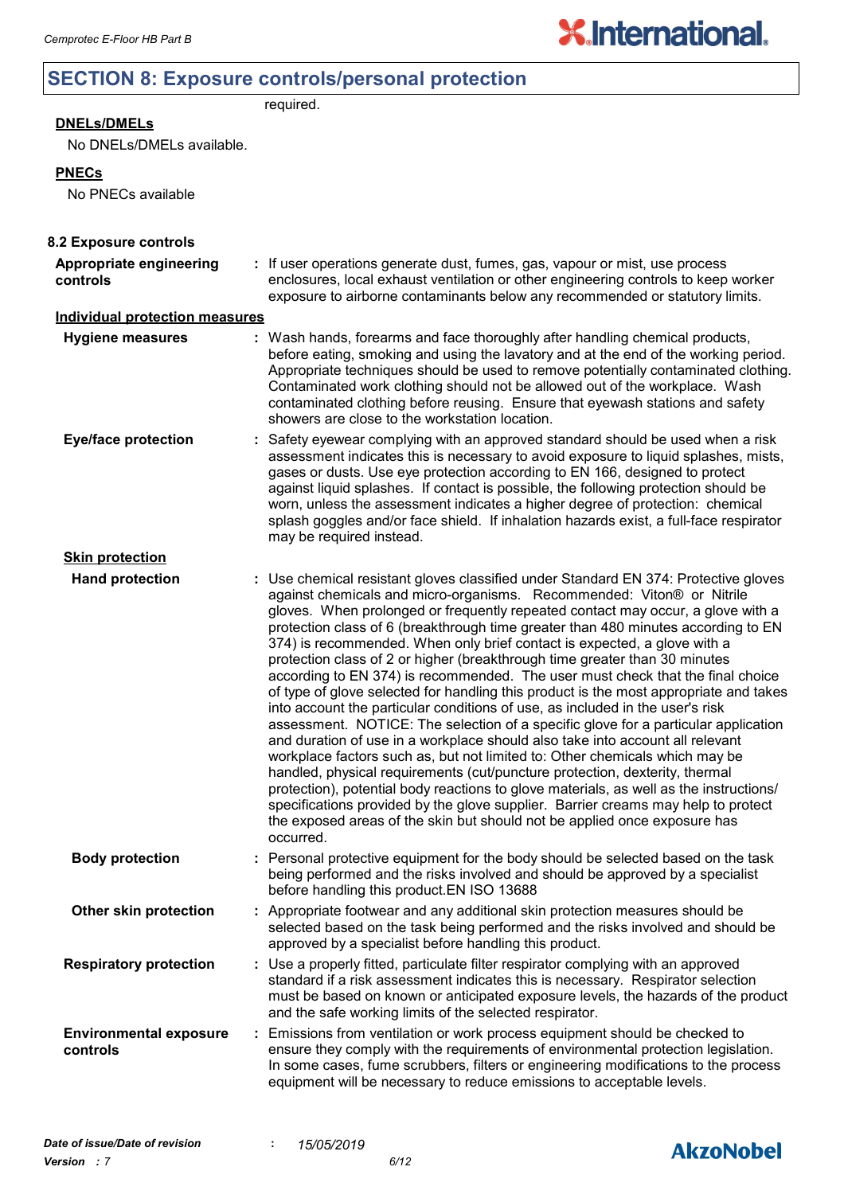## SECTION 8: Exposure controls/personal protection

required.

**DNELs/DMELs**

No DNELs/DMELs available.

**PNECs**

No PNECs available

**8.2 Exposure controls**

**Appropriate engineering controls** : If user operations generate dust, fumes, gas, vapour or mist, use process enclosures, local exhaust ventilation or other engineering controls to keep worker exposure to airborne contaminants below any recommended or statutory limits.

**Individual protection measures**

**Hygiene measures** : Wash hands, forearms and face thoroughly after handling chemical products, before eating, smoking and using the lavatory and at the end of the working period. Appropriate techniques should be used to remove potentially contaminated clothing. Contaminated work clothing should not be allowed out of the workplace. Wash contaminated clothing before reusing. Ensure that eyewash stations and safety showers are close to the workstation location.

**Eye/face protection** : Safety eyewear complying with an approved standard should be used when a risk assessment indicates this is necessary to avoid exposure to liquid splashes, mists, gases or dusts. Use eye protection according to EN 166, designed to protect against liquid splashes. If contact is possible, the following protection should be worn, unless the assessment indicates a higher degree of protection: chemical splash goggles and/or face shield. If inhalation hazards exist, a full-face respirator may be required instead.

**Skin protection**

**Hand protection** : Use chemical resistant gloves classified under Standard EN 374: Protective gloves against chemicals and micro-organisms. Recommended: Viton® or Nitrile gloves. When prolonged or frequently repeated contact may occur, a glove with a protection class of 6 (breakthrough time greater than 480 minutes according to EN 374) is recommended. When only brief contact is expected, a glove with a protection class of 2 or higher (breakthrough time greater than 30 minutes according to EN 374) is recommended. The user must check that the final choice of type of glove selected for handling this product is the most appropriate and takes into account the particular conditions of use, as included in the user's risk assessment. NOTICE: The selection of a specific glove for a particular application and duration of use in a workplace should also take into account all relevant workplace factors such as, but not limited to: Other chemicals which may be handled, physical requirements (cut/puncture protection, dexterity, thermal protection), potential body reactions to glove materials, as well as the instructions/ specifications provided by the glove supplier. Barrier creams may help to protect the exposed areas of the skin but should not be applied once exposure has occurred.

**Body protection** : Personal protective equipment for the body should be selected based on the task being performed and the risks involved and should be approved by a specialist before handling this product.EN ISO 13688

**Other skin protection** : Appropriate footwear and any additional skin protection measures should be selected based on the task being performed and the risks involved and should be approved by a specialist before handling this product.

**Respiratory protection** : Use a properly fitted, particulate filter respirator complying with an approved standard if a risk assessment indicates this is necessary. Respirator selection must be based on known or anticipated exposure levels, the hazards of the product and the safe working limits of the selected respirator.

**Environmental exposure controls** : Emissions from ventilation or work process equipment should be checked to ensure they comply with the requirements of environmental protection legislation. In some cases, fume scrubbers, filters or engineering modifications to the process equipment will be necessary to reduce emissions to acceptable levels.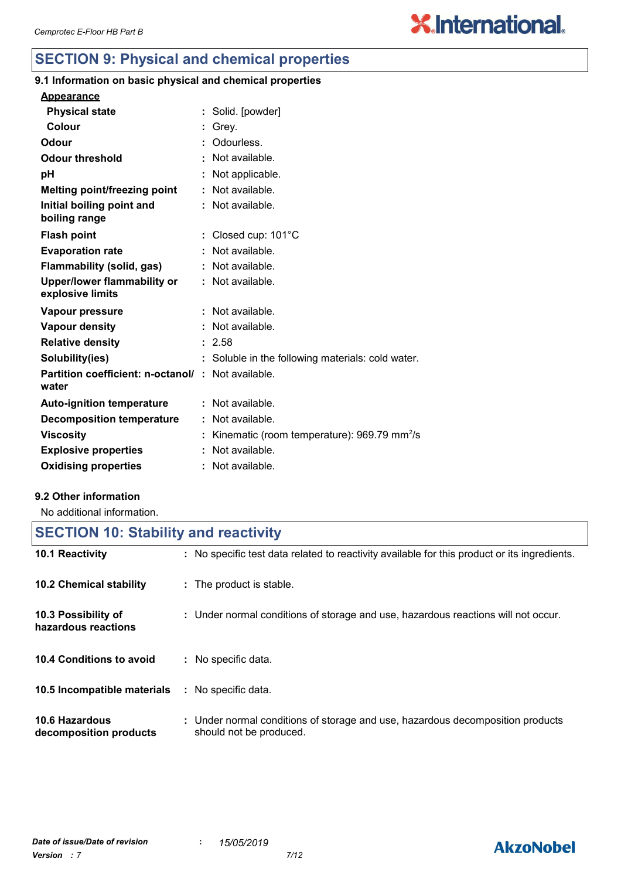## SECTION 9: Physical and chemical properties

### 9.1 Information on basic physical and chemical properties

| Property | Value |
| --- | --- |
| **<u>Appearance</u>** | |
| **Physical state** | Solid. [powder] |
| **Colour** | Grey. |
| **Odour** | Odourless. |
| **Odour threshold** | Not available. |
| **pH** | Not applicable. |
| **Melting point/freezing point** | Not available. |
| **Initial boiling point and boiling range** | Not available. |
| **Flash point** | Closed cup: 101°C |
| **Evaporation rate** | Not available. |
| **Flammability (solid, gas)** | Not available. |
| **Upper/lower flammability or explosive limits** | Not available. |
| **Vapour pressure** | Not available. |
| **Vapour density** | Not available. |
| **Relative density** | 2.58 |
| **Solubility(ies)** | Soluble in the following materials: cold water. |
| **Partition coefficient: n-octanol/ water** | Not available. |
| **Auto-ignition temperature** | Not available. |
| **Decomposition temperature** | Not available. |
| **Viscosity** | Kinematic (room temperature): 969.79 $mm^2/s$ |
| **Explosive properties** | Not available. |
| **Oxidising properties** | Not available. |

### 9.2 Other information

No additional information.

## SECTION 10: Stability and reactivity

| Item | Information |
| --- | --- |
| **10.1 Reactivity** | No specific test data related to reactivity available for this product or its ingredients. |
| **10.2 Chemical stability** | The product is stable. |
| **10.3 Possibility of hazardous reactions** | Under normal conditions of storage and use, hazardous reactions will not occur. |
| **10.4 Conditions to avoid** | No specific data. |
| **10.5 Incompatible materials** | No specific data. |
| **10.6 Hazardous decomposition products** | Under normal conditions of storage and use, hazardous decomposition products should not be produced. |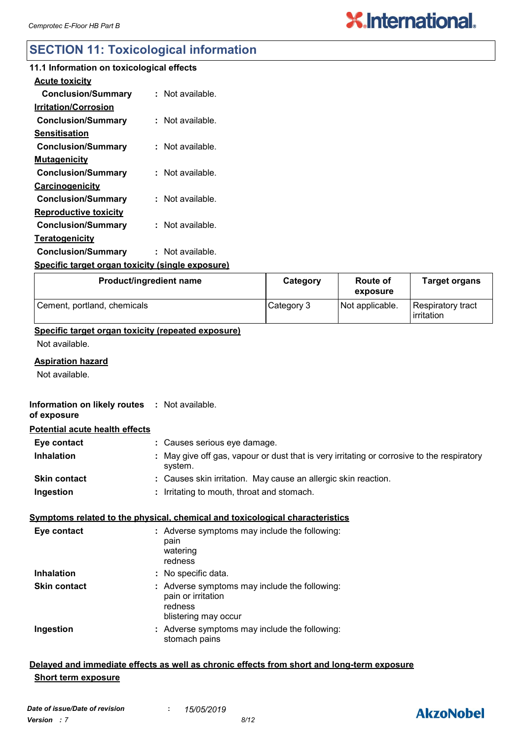## SECTION 11: Toxicological information

### 11.1 Information on toxicological effects

**Acute toxicity**

**Conclusion/Summary** : Not available.

**Irritation/Corrosion**

**Conclusion/Summary** : Not available.

**Sensitisation**

**Conclusion/Summary** : Not available.

**Mutagenicity**

**Conclusion/Summary** : Not available.

**Carcinogenicity**

**Conclusion/Summary** : Not available.

**Reproductive toxicity**

**Conclusion/Summary** : Not available.

**Teratogenicity**

**Conclusion/Summary** : Not available.

**Specific target organ toxicity (single exposure)**

| Product/ingredient name | Category | Route of exposure | Target organs |
|---|---|---|---|
| Cement, portland, chemicals | Category 3 | Not applicable. | Respiratory tract irritation |

**Specific target organ toxicity (repeated exposure)**

Not available.

**Aspiration hazard**

Not available.

**Information on likely routes of exposure** : Not available.

**Potential acute health effects**

**Eye contact** : Causes serious eye damage.

**Inhalation** : May give off gas, vapour or dust that is very irritating or corrosive to the respiratory system.

**Skin contact** : Causes skin irritation. May cause an allergic skin reaction.

**Ingestion** : Irritating to mouth, throat and stomach.

**Symptoms related to the physical, chemical and toxicological characteristics**

**Eye contact** : Adverse symptoms may include the following:
pain
watering
redness

**Inhalation** : No specific data.

**Skin contact** : Adverse symptoms may include the following:
pain or irritation
redness
blistering may occur

**Ingestion** : Adverse symptoms may include the following:
stomach pains

**Delayed and immediate effects as well as chronic effects from short and long-term exposure**

**Short term exposure**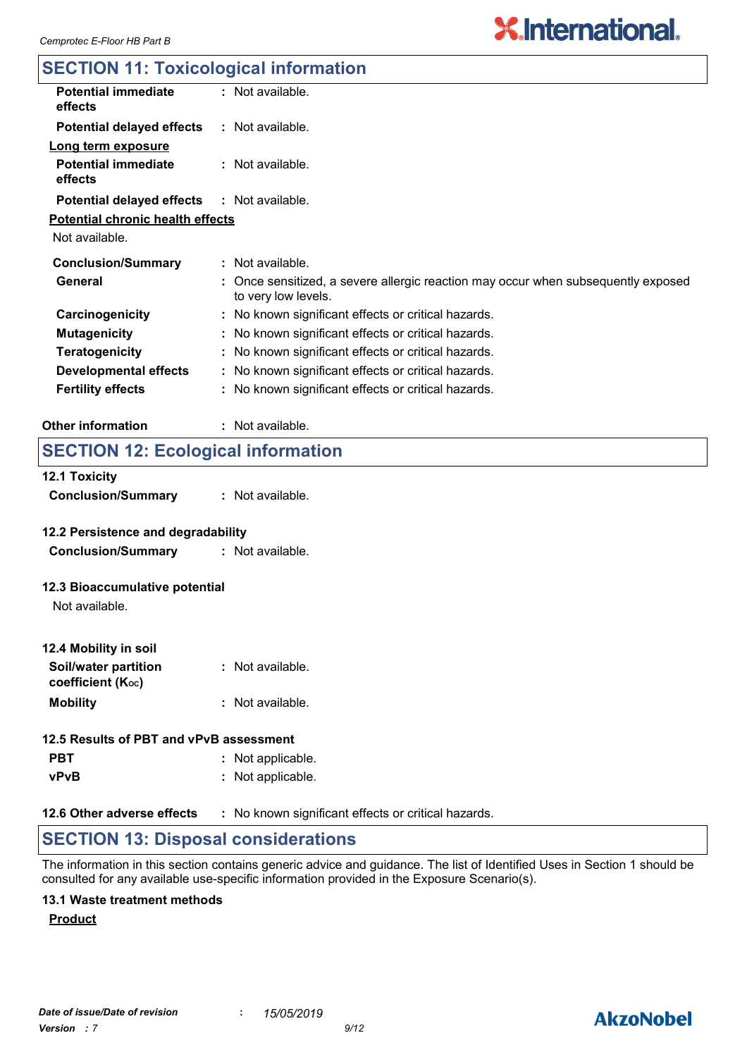## SECTION 11: Toxicological information

| | |
|---|---|
| **Potential immediate effects** | : Not available. |
| **Potential delayed effects** | : Not available. |

**Long term exposure**

| | |
|---|---|
| **Potential immediate effects** | : Not available. |
| **Potential delayed effects** | : Not available. |

**Potential chronic health effects**

Not available.

| | |
|---|---|
| **Conclusion/Summary** | : Not available. |
| **General** | : Once sensitized, a severe allergic reaction may occur when subsequently exposed to very low levels. |
| **Carcinogenicity** | : No known significant effects or critical hazards. |
| **Mutagenicity** | : No known significant effects or critical hazards. |
| **Teratogenicity** | : No known significant effects or critical hazards. |
| **Developmental effects** | : No known significant effects or critical hazards. |
| **Fertility effects** | : No known significant effects or critical hazards. |

| | |
|---|---|
| **Other information** | : Not available. |

## SECTION 12: Ecological information

**12.1 Toxicity**

| | |
|---|---|
| **Conclusion/Summary** | : Not available. |

**12.2 Persistence and degradability**

| | |
|---|---|
| **Conclusion/Summary** | : Not available. |

**12.3 Bioaccumulative potential**

Not available.

**12.4 Mobility in soil**

| | |
|---|---|
| **Soil/water partition coefficient ($K_{OC}$)** | : Not available. |
| **Mobility** | : Not available. |

**12.5 Results of PBT and vPvB assessment**

| | |
|---|---|
| **PBT** | : Not applicable. |
| **vPvB** | : Not applicable. |

| | |
|---|---|
| **12.6 Other adverse effects** | : No known significant effects or critical hazards. |

## SECTION 13: Disposal considerations

The information in this section contains generic advice and guidance. The list of Identified Uses in Section 1 should be consulted for any available use-specific information provided in the Exposure Scenario(s).

**13.1 Waste treatment methods**

**Product**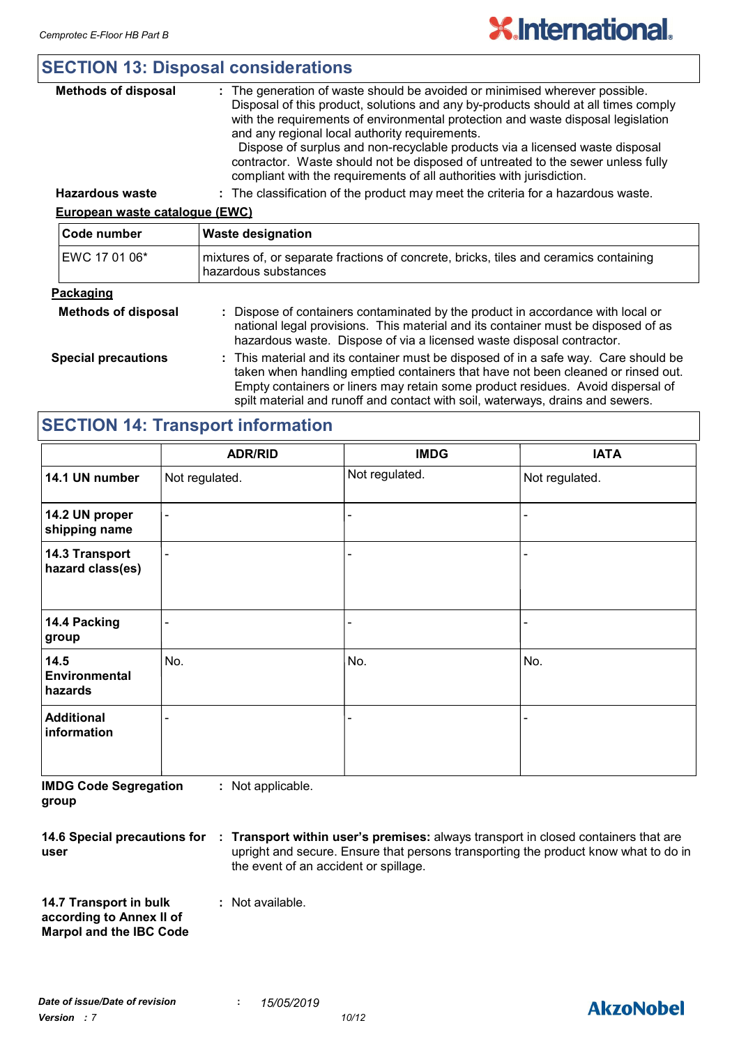## SECTION 13: Disposal considerations

**Methods of disposal** : The generation of waste should be avoided or minimised wherever possible. Disposal of this product, solutions and any by-products should at all times comply with the requirements of environmental protection and waste disposal legislation and any regional local authority requirements. Dispose of surplus and non-recyclable products via a licensed waste disposal contractor. Waste should not be disposed of untreated to the sewer unless fully compliant with the requirements of all authorities with jurisdiction.

**Hazardous waste** : The classification of the product may meet the criteria for a hazardous waste.

**European waste catalogue (EWC)**

| Code number | Waste designation |
|---|---|
| EWC 17 01 06* | mixtures of, or separate fractions of concrete, bricks, tiles and ceramics containing hazardous substances |

**Packaging**

**Methods of disposal** : Dispose of containers contaminated by the product in accordance with local or national legal provisions. This material and its container must be disposed of as hazardous waste. Dispose of via a licensed waste disposal contractor.

**Special precautions** : This material and its container must be disposed of in a safe way. Care should be taken when handling emptied containers that have not been cleaned or rinsed out. Empty containers or liners may retain some product residues. Avoid dispersal of spilt material and runoff and contact with soil, waterways, drains and sewers.

## SECTION 14: Transport information

| | ADR/RID | IMDG | IATA |
|---|---|---|---|
| **14.1 UN number** | Not regulated. | Not regulated. | Not regulated. |
| **14.2 UN proper shipping name** | - | - | - |
| **14.3 Transport hazard class(es)** | - | - | - |
| **14.4 Packing group** | - | - | - |
| **14.5 Environmental hazards** | No. | No. | No. |
| **Additional information** | - | - | - |

**IMDG Code Segregation group** : Not applicable.

**14.6 Special precautions for user** : **Transport within user's premises:** always transport in closed containers that are upright and secure. Ensure that persons transporting the product know what to do in the event of an accident or spillage.

**14.7 Transport in bulk according to Annex II of Marpol and the IBC Code** : Not available.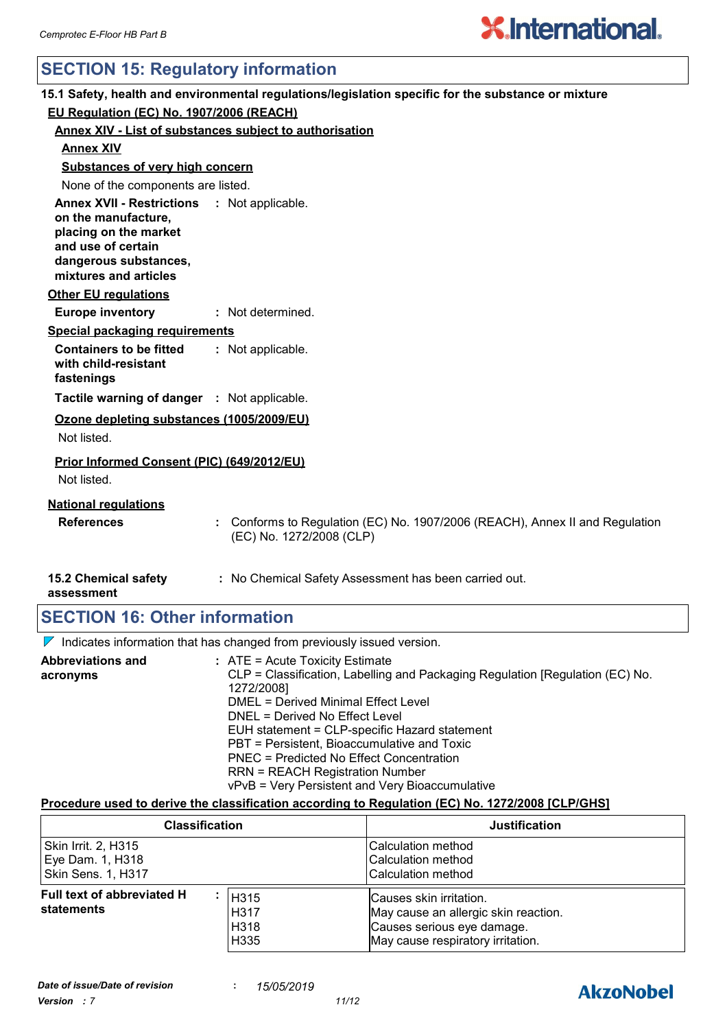## SECTION 15: Regulatory information

**15.1 Safety, health and environmental regulations/legislation specific for the substance or mixture**

**EU Regulation (EC) No. 1907/2006 (REACH)**

**Annex XIV - List of substances subject to authorisation**

**Annex XIV**

**Substances of very high concern**

None of the components are listed.

**Annex XVII - Restrictions on the manufacture, placing on the market and use of certain dangerous substances, mixtures and articles** : Not applicable.

**Other EU regulations**

**Europe inventory** : Not determined.

**Special packaging requirements**

**Containers to be fitted with child-resistant fastenings** : Not applicable.

**Tactile warning of danger** : Not applicable.

**Ozone depleting substances (1005/2009/EU)**

Not listed.

**Prior Informed Consent (PIC) (649/2012/EU)**

Not listed.

**National regulations**

**References** : Conforms to Regulation (EC) No. 1907/2006 (REACH), Annex II and Regulation (EC) No. 1272/2008 (CLP)

**15.2 Chemical safety assessment** : No Chemical Safety Assessment has been carried out.

## SECTION 16: Other information

Indicates information that has changed from previously issued version.

**Abbreviations and acronyms** : ATE = Acute Toxicity Estimate
CLP = Classification, Labelling and Packaging Regulation [Regulation (EC) No. 1272/2008]
DMEL = Derived Minimal Effect Level
DNEL = Derived No Effect Level
EUH statement = CLP-specific Hazard statement
PBT = Persistent, Bioaccumulative and Toxic
PNEC = Predicted No Effect Concentration
RRN = REACH Registration Number
vPvB = Very Persistent and Very Bioaccumulative

**Procedure used to derive the classification according to Regulation (EC) No. 1272/2008 [CLP/GHS]**

| Classification | Justification |
|---|---|
| Skin Irrit. 2, H315<br>Eye Dam. 1, H318<br>Skin Sens. 1, H317 | Calculation method<br>Calculation method<br>Calculation method |

**Full text of abbreviated H statements** :

| | |
|---|---|
| H315 | Causes skin irritation. |
| H317 | May cause an allergic skin reaction. |
| H318 | Causes serious eye damage. |
| H335 | May cause respiratory irritation. |

*Date of issue/Date of revision* : *15/05/2019*

*Version* : *7*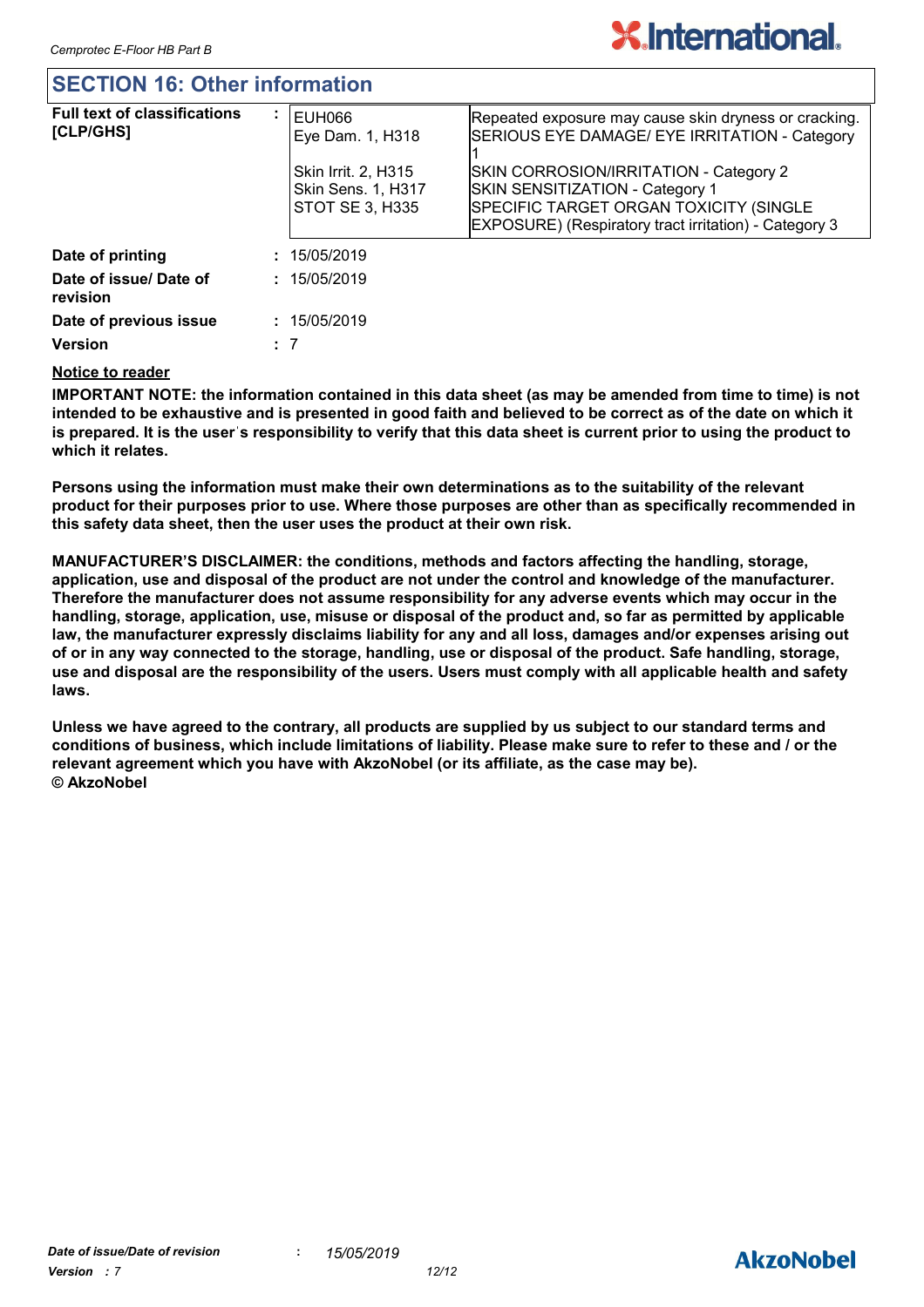## SECTION 16: Other information

**Full text of classifications [CLP/GHS]** :

| | |
|---|---|
| EUH066 | Repeated exposure may cause skin dryness or cracking. |
| Eye Dam. 1, H318 | SERIOUS EYE DAMAGE/ EYE IRRITATION - Category 1 |
| Skin Irrit. 2, H315 | SKIN CORROSION/IRRITATION - Category 2 |
| Skin Sens. 1, H317 | SKIN SENSITIZATION - Category 1 |
| STOT SE 3, H335 | SPECIFIC TARGET ORGAN TOXICITY (SINGLE EXPOSURE) (Respiratory tract irritation) - Category 3 |

**Date of printing** : 15/05/2019

**Date of issue/ Date of revision** : 15/05/2019

**Date of previous issue** : 15/05/2019

**Version** : 7

**Notice to reader**

**IMPORTANT NOTE: the information contained in this data sheet (as may be amended from time to time) is not intended to be exhaustive and is presented in good faith and believed to be correct as of the date on which it is prepared. It is the user's responsibility to verify that this data sheet is current prior to using the product to which it relates.**

**Persons using the information must make their own determinations as to the suitability of the relevant product for their purposes prior to use. Where those purposes are other than as specifically recommended in this safety data sheet, then the user uses the product at their own risk.**

**MANUFACTURER'S DISCLAIMER: the conditions, methods and factors affecting the handling, storage, application, use and disposal of the product are not under the control and knowledge of the manufacturer. Therefore the manufacturer does not assume responsibility for any adverse events which may occur in the handling, storage, application, use, misuse or disposal of the product and, so far as permitted by applicable law, the manufacturer expressly disclaims liability for any and all loss, damages and/or expenses arising out of or in any way connected to the storage, handling, use or disposal of the product. Safe handling, storage, use and disposal are the responsibility of the users. Users must comply with all applicable health and safety laws.**

**Unless we have agreed to the contrary, all products are supplied by us subject to our standard terms and conditions of business, which include limitations of liability. Please make sure to refer to these and / or the relevant agreement which you have with AkzoNobel (or its affiliate, as the case may be).**
**© AkzoNobel**